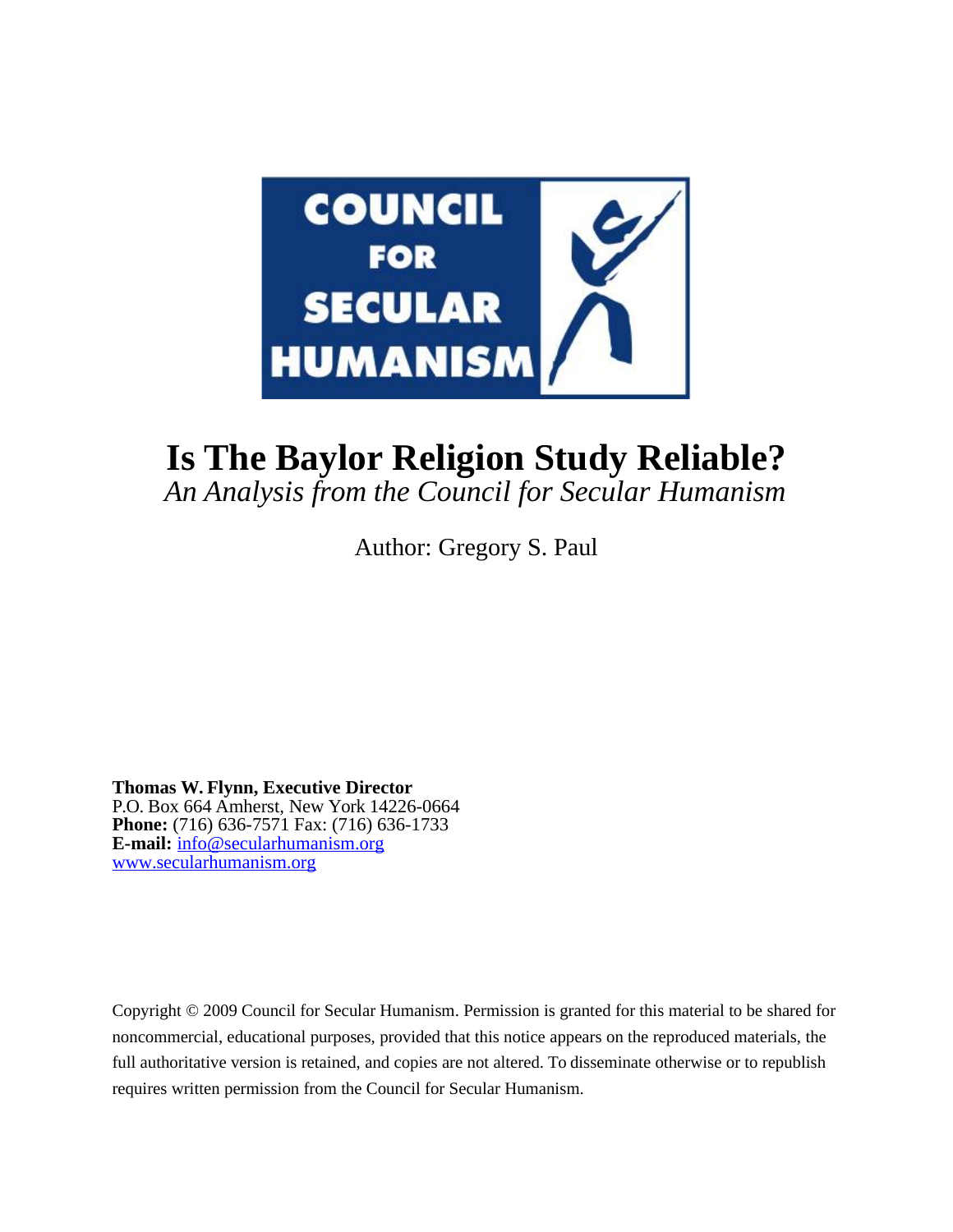COUNCIL FOR SECULAR HUMANISM

# Is The Baylor Religion Study Reliable?

*An Analysis from the Council for Secular Humanism*

Author: Gregory S. Paul

**Thomas W. Flynn, Executive Director**
P.O. Box 664 Amherst, New York 14226-0664
**Phone:** (716) 636-7571 Fax: (716) 636-1733
**E-mail:** info@secularhumanism.org
www.secularhumanism.org

Copyright © 2009 Council for Secular Humanism. Permission is granted for this material to be shared for noncommercial, educational purposes, provided that this notice appears on the reproduced materials, the full authoritative version is retained, and copies are not altered. To disseminate otherwise or to republish requires written permission from the Council for Secular Humanism.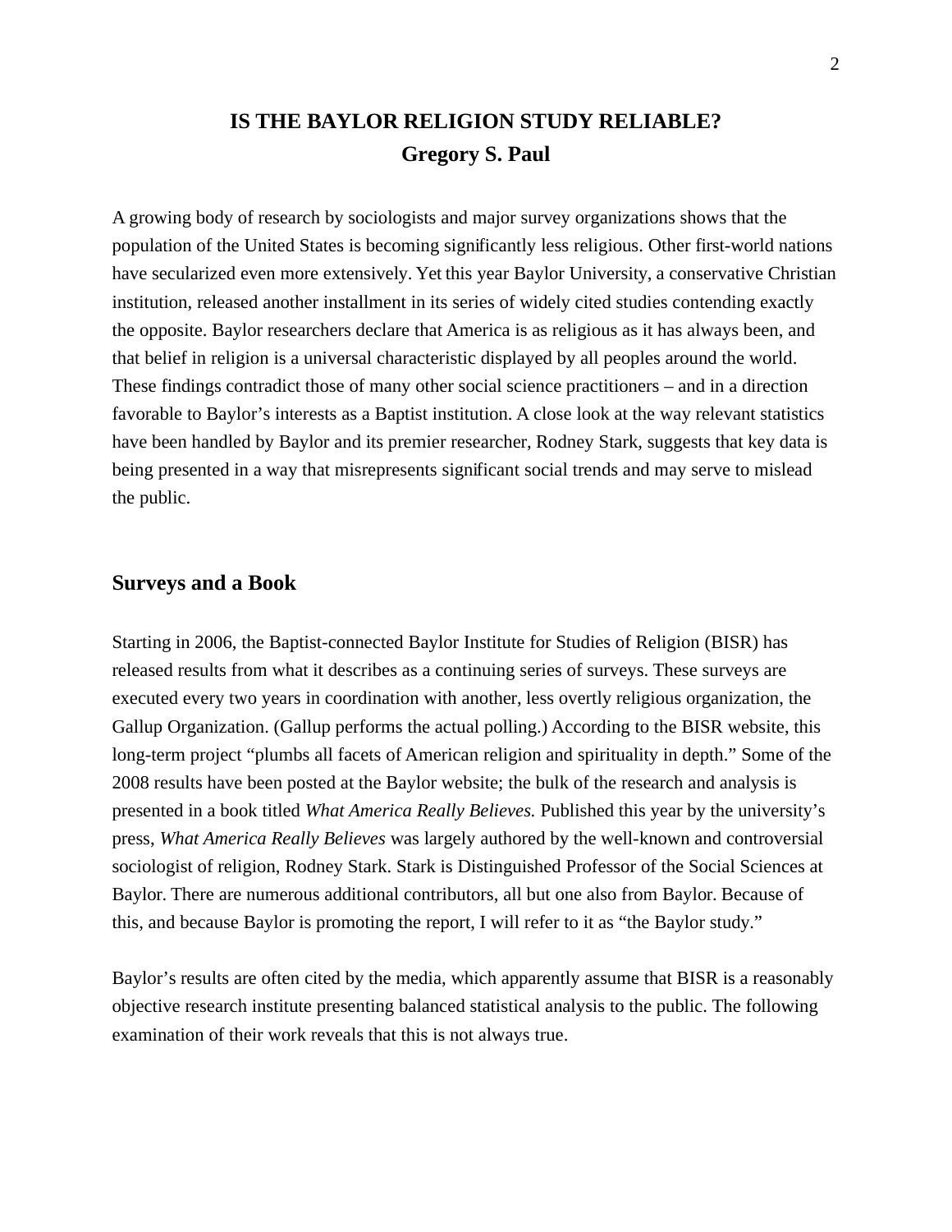# IS THE BAYLOR RELIGION STUDY RELIABLE?

**Gregory S. Paul**

A growing body of research by sociologists and major survey organizations shows that the population of the United States is becoming significantly less religious. Other first-world nations have secularized even more extensively. Yet this year Baylor University, a conservative Christian institution, released another installment in its series of widely cited studies contending exactly the opposite. Baylor researchers declare that America is as religious as it has always been, and that belief in religion is a universal characteristic displayed by all peoples around the world. These findings contradict those of many other social science practitioners – and in a direction favorable to Baylor's interests as a Baptist institution. A close look at the way relevant statistics have been handled by Baylor and its premier researcher, Rodney Stark, suggests that key data is being presented in a way that misrepresents significant social trends and may serve to mislead the public.

## Surveys and a Book

Starting in 2006, the Baptist-connected Baylor Institute for Studies of Religion (BISR) has released results from what it describes as a continuing series of surveys. These surveys are executed every two years in coordination with another, less overtly religious organization, the Gallup Organization. (Gallup performs the actual polling.) According to the BISR website, this long-term project "plumbs all facets of American religion and spirituality in depth." Some of the 2008 results have been posted at the Baylor website; the bulk of the research and analysis is presented in a book titled *What America Really Believes.* Published this year by the university's press, *What America Really Believes* was largely authored by the well-known and controversial sociologist of religion, Rodney Stark. Stark is Distinguished Professor of the Social Sciences at Baylor. There are numerous additional contributors, all but one also from Baylor. Because of this, and because Baylor is promoting the report, I will refer to it as "the Baylor study."

Baylor's results are often cited by the media, which apparently assume that BISR is a reasonably objective research institute presenting balanced statistical analysis to the public. The following examination of their work reveals that this is not always true.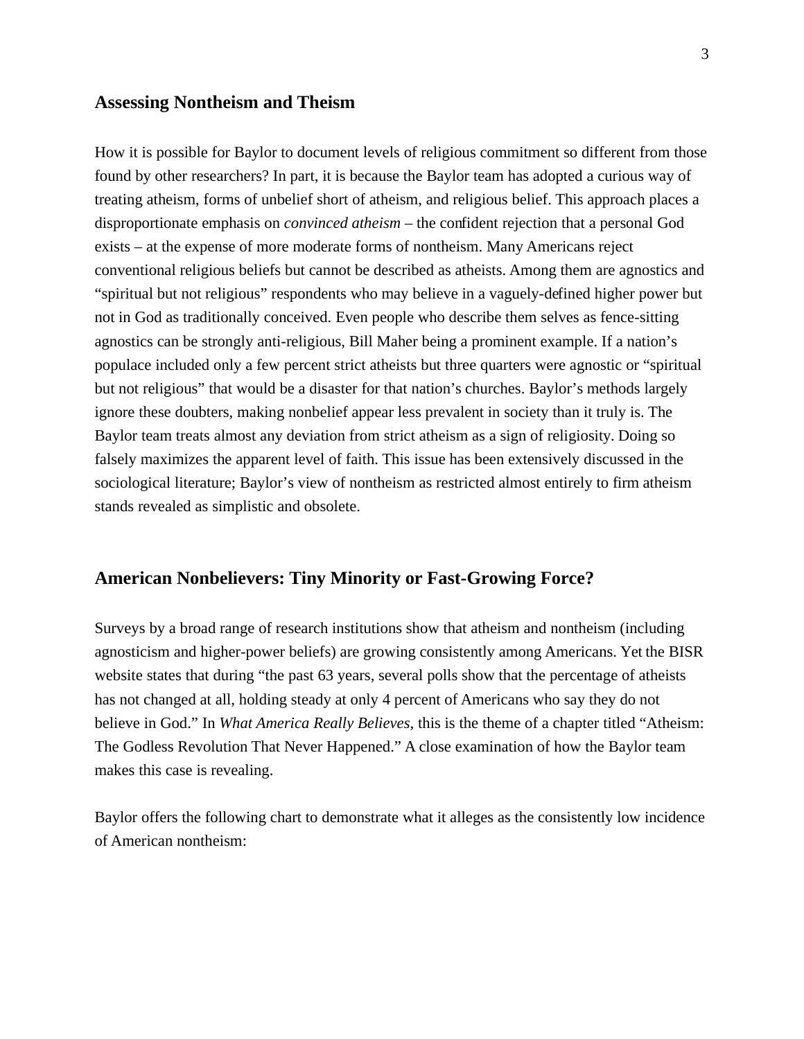## Assessing Nontheism and Theism

How it is possible for Baylor to document levels of religious commitment so different from those found by other researchers? In part, it is because the Baylor team has adopted a curious way of treating atheism, forms of unbelief short of atheism, and religious belief. This approach places a disproportionate emphasis on *convinced atheism* – the confident rejection that a personal God exists – at the expense of more moderate forms of nontheism. Many Americans reject conventional religious beliefs but cannot be described as atheists. Among them are agnostics and "spiritual but not religious" respondents who may believe in a vaguely-defined higher power but not in God as traditionally conceived. Even people who describe them selves as fence-sitting agnostics can be strongly anti-religious, Bill Maher being a prominent example. If a nation's populace included only a few percent strict atheists but three quarters were agnostic or "spiritual but not religious" that would be a disaster for that nation's churches. Baylor's methods largely ignore these doubters, making nonbelief appear less prevalent in society than it truly is. The Baylor team treats almost any deviation from strict atheism as a sign of religiosity. Doing so falsely maximizes the apparent level of faith. This issue has been extensively discussed in the sociological literature; Baylor's view of nontheism as restricted almost entirely to firm atheism stands revealed as simplistic and obsolete.

## American Nonbelievers: Tiny Minority or Fast-Growing Force?

Surveys by a broad range of research institutions show that atheism and nontheism (including agnosticism and higher-power beliefs) are growing consistently among Americans. Yet the BISR website states that during "the past 63 years, several polls show that the percentage of atheists has not changed at all, holding steady at only 4 percent of Americans who say they do not believe in God." In *What America Really Believes,* this is the theme of a chapter titled "Atheism: The Godless Revolution That Never Happened." A close examination of how the Baylor team makes this case is revealing.

Baylor offers the following chart to demonstrate what it alleges as the consistently low incidence of American nontheism: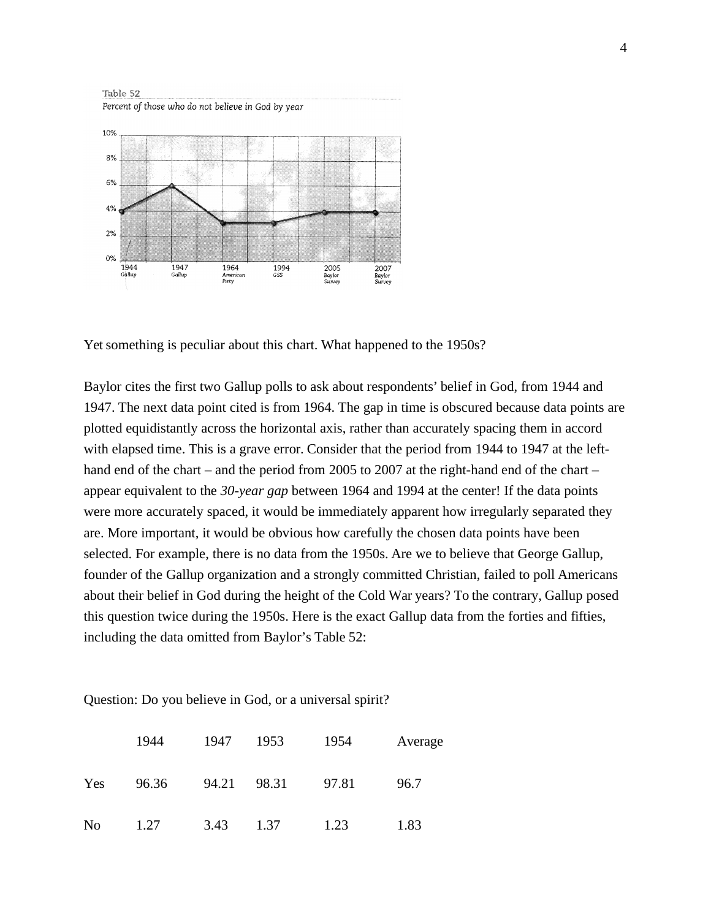Table 52

*Percent of those who do not believe in God by year*

Yet something is peculiar about this chart. What happened to the 1950s?

Baylor cites the first two Gallup polls to ask about respondents' belief in God, from 1944 and 1947. The next data point cited is from 1964. The gap in time is obscured because data points are plotted equidistantly across the horizontal axis, rather than accurately spacing them in accord with elapsed time. This is a grave error. Consider that the period from 1944 to 1947 at the left-hand end of the chart – and the period from 2005 to 2007 at the right-hand end of the chart – appear equivalent to the *30-year gap* between 1964 and 1994 at the center! If the data points were more accurately spaced, it would be immediately apparent how irregularly separated they are. More important, it would be obvious how carefully the chosen data points have been selected. For example, there is no data from the 1950s. Are we to believe that George Gallup, founder of the Gallup organization and a strongly committed Christian, failed to poll Americans about their belief in God during the height of the Cold War years? To the contrary, Gallup posed this question twice during the 1950s. Here is the exact Gallup data from the forties and fifties, including the data omitted from Baylor's Table 52:

Question: Do you believe in God, or a universal spirit?

| | 1944 | 1947 | 1953 | 1954 | Average |
|---|---|---|---|---|---|
| Yes | 96.36 | 94.21 | 98.31 | 97.81 | 96.7 |
| No | 1.27 | 3.43 | 1.37 | 1.23 | 1.83 |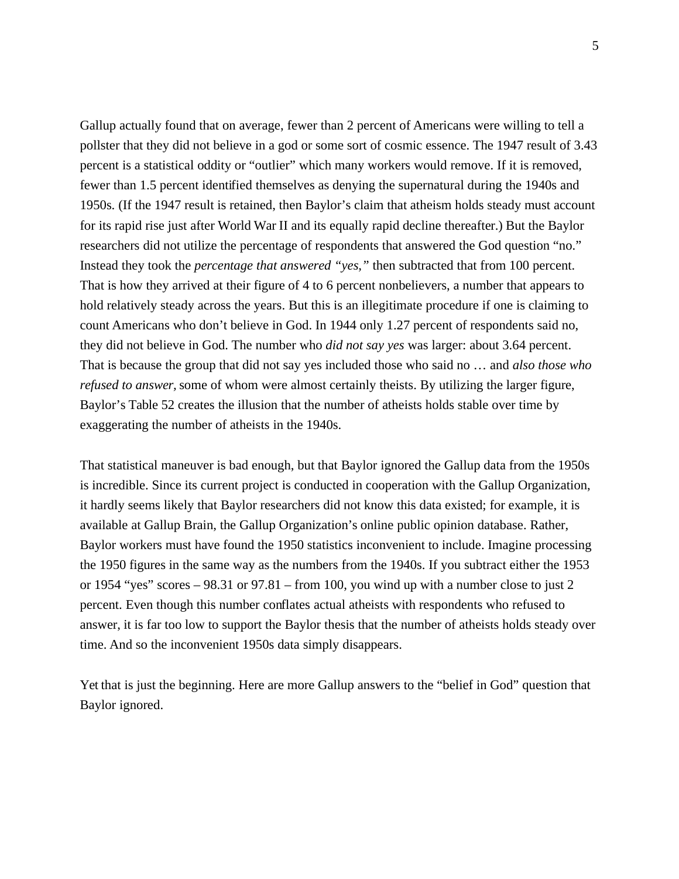Gallup actually found that on average, fewer than 2 percent of Americans were willing to tell a pollster that they did not believe in a god or some sort of cosmic essence. The 1947 result of 3.43 percent is a statistical oddity or "outlier" which many workers would remove. If it is removed, fewer than 1.5 percent identified themselves as denying the supernatural during the 1940s and 1950s. (If the 1947 result is retained, then Baylor's claim that atheism holds steady must account for its rapid rise just after World War II and its equally rapid decline thereafter.) But the Baylor researchers did not utilize the percentage of respondents that answered the God question "no." Instead they took the *percentage that answered "yes,"* then subtracted that from 100 percent. That is how they arrived at their figure of 4 to 6 percent nonbelievers, a number that appears to hold relatively steady across the years. But this is an illegitimate procedure if one is claiming to count Americans who don't believe in God. In 1944 only 1.27 percent of respondents said no, they did not believe in God. The number who *did not say yes* was larger: about 3.64 percent. That is because the group that did not say yes included those who said no … and *also those who refused to answer,* some of whom were almost certainly theists. By utilizing the larger figure, Baylor's Table 52 creates the illusion that the number of atheists holds stable over time by exaggerating the number of atheists in the 1940s.

That statistical maneuver is bad enough, but that Baylor ignored the Gallup data from the 1950s is incredible. Since its current project is conducted in cooperation with the Gallup Organization, it hardly seems likely that Baylor researchers did not know this data existed; for example, it is available at Gallup Brain, the Gallup Organization's online public opinion database. Rather, Baylor workers must have found the 1950 statistics inconvenient to include. Imagine processing the 1950 figures in the same way as the numbers from the 1940s. If you subtract either the 1953 or 1954 "yes" scores – 98.31 or 97.81 – from 100, you wind up with a number close to just 2 percent. Even though this number conflates actual atheists with respondents who refused to answer, it is far too low to support the Baylor thesis that the number of atheists holds steady over time. And so the inconvenient 1950s data simply disappears.

Yet that is just the beginning. Here are more Gallup answers to the "belief in God" question that Baylor ignored.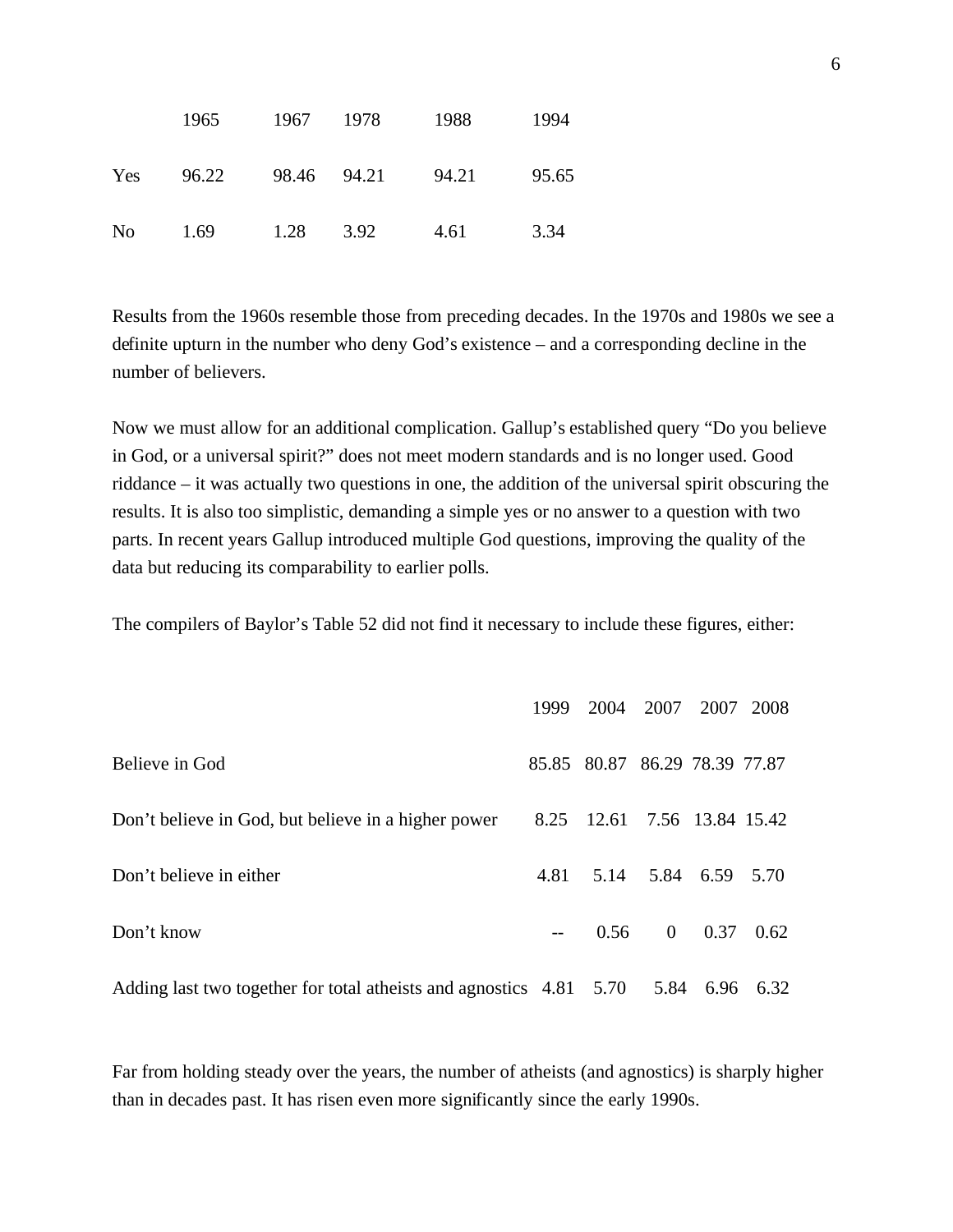| | 1965 | 1967 | 1978 | 1988 | 1994 |
|---|---|---|---|---|---|
| Yes | 96.22 | 98.46 | 94.21 | 94.21 | 95.65 |
| No | 1.69 | 1.28 | 3.92 | 4.61 | 3.34 |

Results from the 1960s resemble those from preceding decades. In the 1970s and 1980s we see a definite upturn in the number who deny God's existence – and a corresponding decline in the number of believers.

Now we must allow for an additional complication. Gallup's established query "Do you believe in God, or a universal spirit?" does not meet modern standards and is no longer used. Good riddance – it was actually two questions in one, the addition of the universal spirit obscuring the results. It is also too simplistic, demanding a simple yes or no answer to a question with two parts. In recent years Gallup introduced multiple God questions, improving the quality of the data but reducing its comparability to earlier polls.

The compilers of Baylor's Table 52 did not find it necessary to include these figures, either:

| | 1999 | 2004 | 2007 | 2007 | 2008 |
|---|---|---|---|---|---|
| Believe in God | 85.85 | 80.87 | 86.29 | 78.39 | 77.87 |
| Don't believe in God, but believe in a higher power | 8.25 | 12.61 | 7.56 | 13.84 | 15.42 |
| Don't believe in either | 4.81 | 5.14 | 5.84 | 6.59 | 5.70 |
| Don't know | -- | 0.56 | 0 | 0.37 | 0.62 |
| Adding last two together for total atheists and agnostics | 4.81 | 5.70 | 5.84 | 6.96 | 6.32 |

Far from holding steady over the years, the number of atheists (and agnostics) is sharply higher than in decades past. It has risen even more significantly since the early 1990s.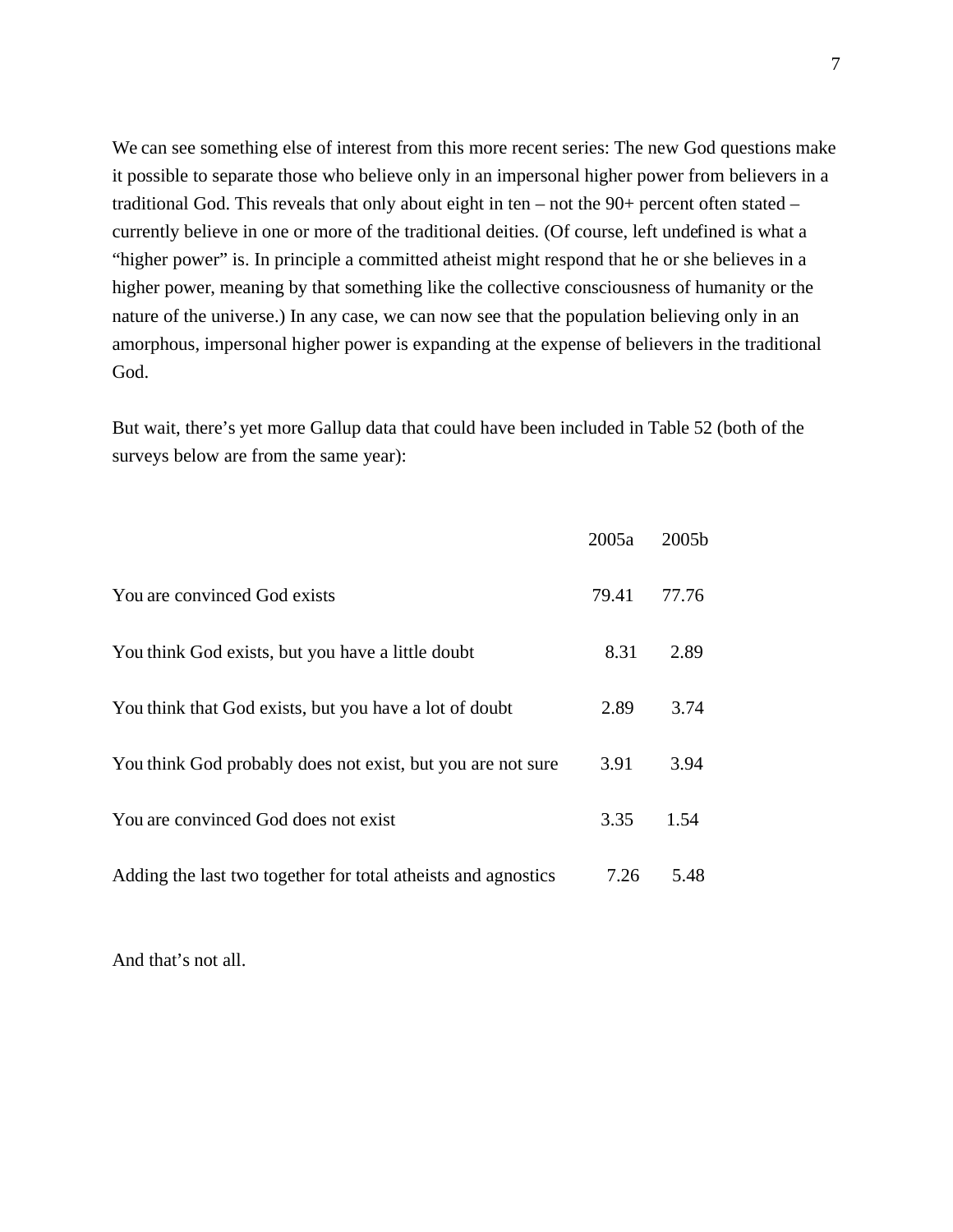We can see something else of interest from this more recent series: The new God questions make it possible to separate those who believe only in an impersonal higher power from believers in a traditional God. This reveals that only about eight in ten – not the 90+ percent often stated – currently believe in one or more of the traditional deities. (Of course, left undefined is what a "higher power" is. In principle a committed atheist might respond that he or she believes in a higher power, meaning by that something like the collective consciousness of humanity or the nature of the universe.) In any case, we can now see that the population believing only in an amorphous, impersonal higher power is expanding at the expense of believers in the traditional God.

But wait, there's yet more Gallup data that could have been included in Table 52 (both of the surveys below are from the same year):

| | 2005a | 2005b |
|---|---|---|
| You are convinced God exists | 79.41 | 77.76 |
| You think God exists, but you have a little doubt | 8.31 | 2.89 |
| You think that God exists, but you have a lot of doubt | 2.89 | 3.74 |
| You think God probably does not exist, but you are not sure | 3.91 | 3.94 |
| You are convinced God does not exist | 3.35 | 1.54 |
| Adding the last two together for total atheists and agnostics | 7.26 | 5.48 |

And that's not all.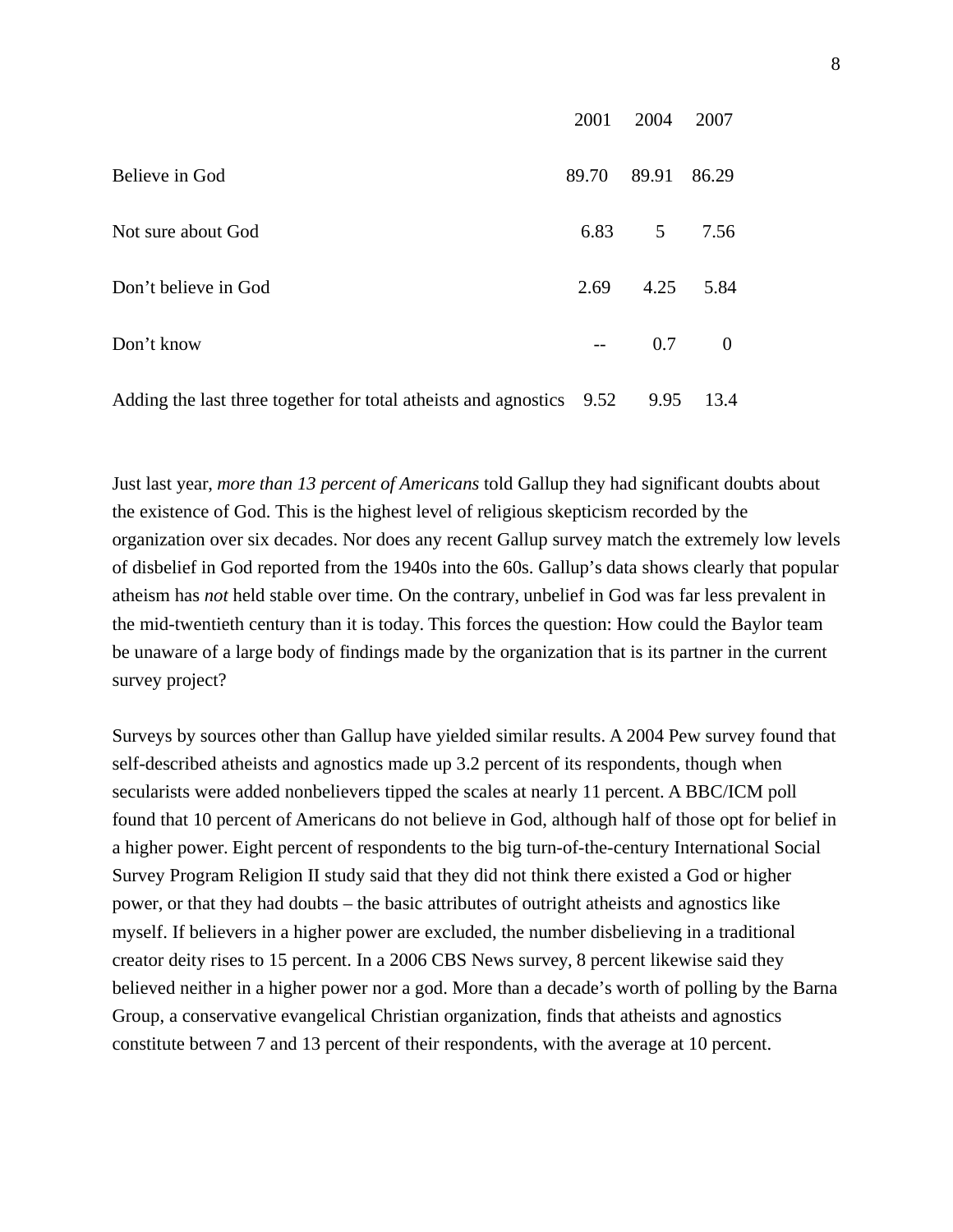| | 2001 | 2004 | 2007 |
|---|---|---|---|
| Believe in God | 89.70 | 89.91 | 86.29 |
| Not sure about God | 6.83 | 5 | 7.56 |
| Don't believe in God | 2.69 | 4.25 | 5.84 |
| Don't know | -- | 0.7 | 0 |
| Adding the last three together for total atheists and agnostics | 9.52 | 9.95 | 13.4 |

Just last year, *more than 13 percent of Americans* told Gallup they had significant doubts about the existence of God. This is the highest level of religious skepticism recorded by the organization over six decades. Nor does any recent Gallup survey match the extremely low levels of disbelief in God reported from the 1940s into the 60s. Gallup's data shows clearly that popular atheism has *not* held stable over time. On the contrary, unbelief in God was far less prevalent in the mid-twentieth century than it is today. This forces the question: How could the Baylor team be unaware of a large body of findings made by the organization that is its partner in the current survey project?

Surveys by sources other than Gallup have yielded similar results. A 2004 Pew survey found that self-described atheists and agnostics made up 3.2 percent of its respondents, though when secularists were added nonbelievers tipped the scales at nearly 11 percent. A BBC/ICM poll found that 10 percent of Americans do not believe in God, although half of those opt for belief in a higher power. Eight percent of respondents to the big turn-of-the-century International Social Survey Program Religion II study said that they did not think there existed a God or higher power, or that they had doubts – the basic attributes of outright atheists and agnostics like myself. If believers in a higher power are excluded, the number disbelieving in a traditional creator deity rises to 15 percent. In a 2006 CBS News survey, 8 percent likewise said they believed neither in a higher power nor a god. More than a decade's worth of polling by the Barna Group, a conservative evangelical Christian organization, finds that atheists and agnostics constitute between 7 and 13 percent of their respondents, with the average at 10 percent.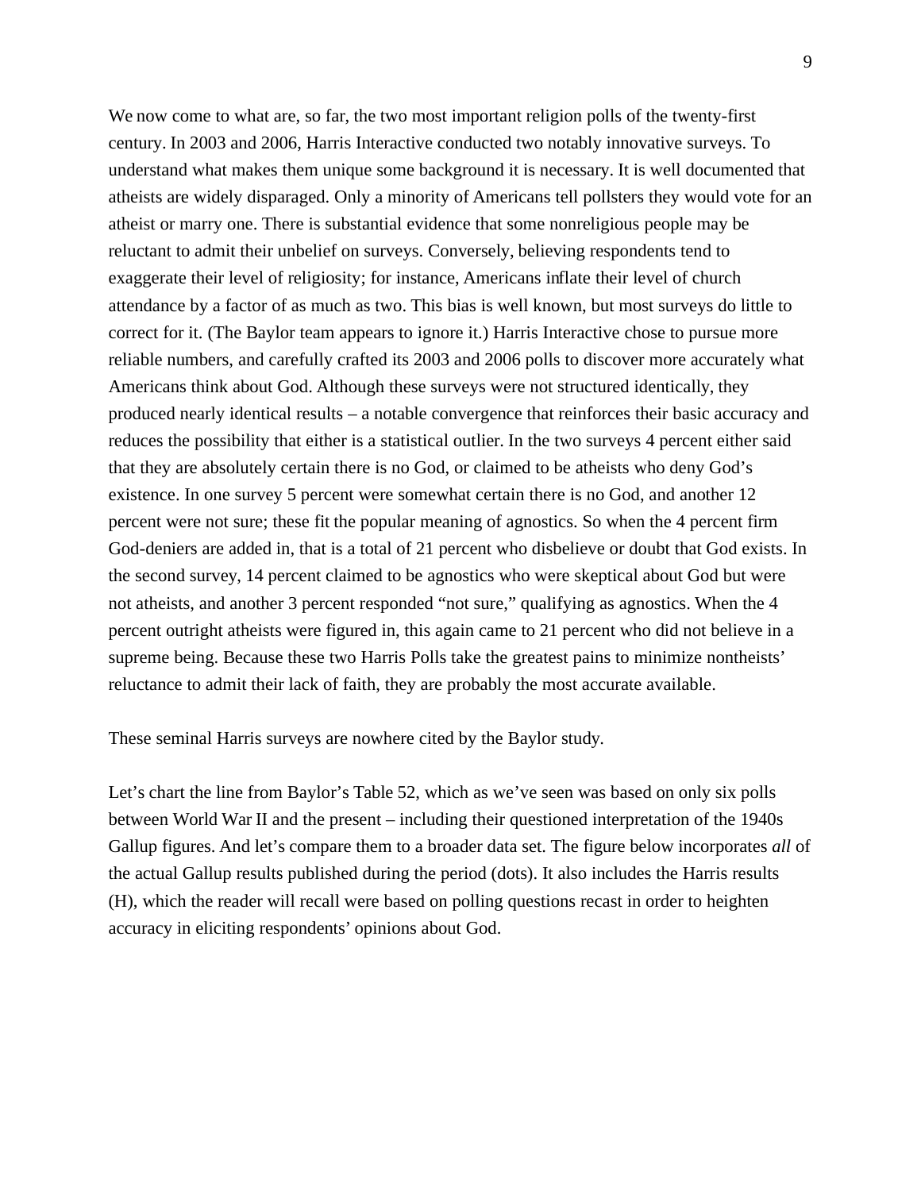We now come to what are, so far, the two most important religion polls of the twenty-first century. In 2003 and 2006, Harris Interactive conducted two notably innovative surveys. To understand what makes them unique some background it is necessary. It is well documented that atheists are widely disparaged. Only a minority of Americans tell pollsters they would vote for an atheist or marry one. There is substantial evidence that some nonreligious people may be reluctant to admit their unbelief on surveys. Conversely, believing respondents tend to exaggerate their level of religiosity; for instance, Americans inflate their level of church attendance by a factor of as much as two. This bias is well known, but most surveys do little to correct for it. (The Baylor team appears to ignore it.) Harris Interactive chose to pursue more reliable numbers, and carefully crafted its 2003 and 2006 polls to discover more accurately what Americans think about God. Although these surveys were not structured identically, they produced nearly identical results – a notable convergence that reinforces their basic accuracy and reduces the possibility that either is a statistical outlier. In the two surveys 4 percent either said that they are absolutely certain there is no God, or claimed to be atheists who deny God's existence. In one survey 5 percent were somewhat certain there is no God, and another 12 percent were not sure; these fit the popular meaning of agnostics. So when the 4 percent firm God-deniers are added in, that is a total of 21 percent who disbelieve or doubt that God exists. In the second survey, 14 percent claimed to be agnostics who were skeptical about God but were not atheists, and another 3 percent responded "not sure," qualifying as agnostics. When the 4 percent outright atheists were figured in, this again came to 21 percent who did not believe in a supreme being. Because these two Harris Polls take the greatest pains to minimize nontheists' reluctance to admit their lack of faith, they are probably the most accurate available.

These seminal Harris surveys are nowhere cited by the Baylor study.

Let's chart the line from Baylor's Table 52, which as we've seen was based on only six polls between World War II and the present – including their questioned interpretation of the 1940s Gallup figures. And let's compare them to a broader data set. The figure below incorporates *all* of the actual Gallup results published during the period (dots). It also includes the Harris results (H), which the reader will recall were based on polling questions recast in order to heighten accuracy in eliciting respondents' opinions about God.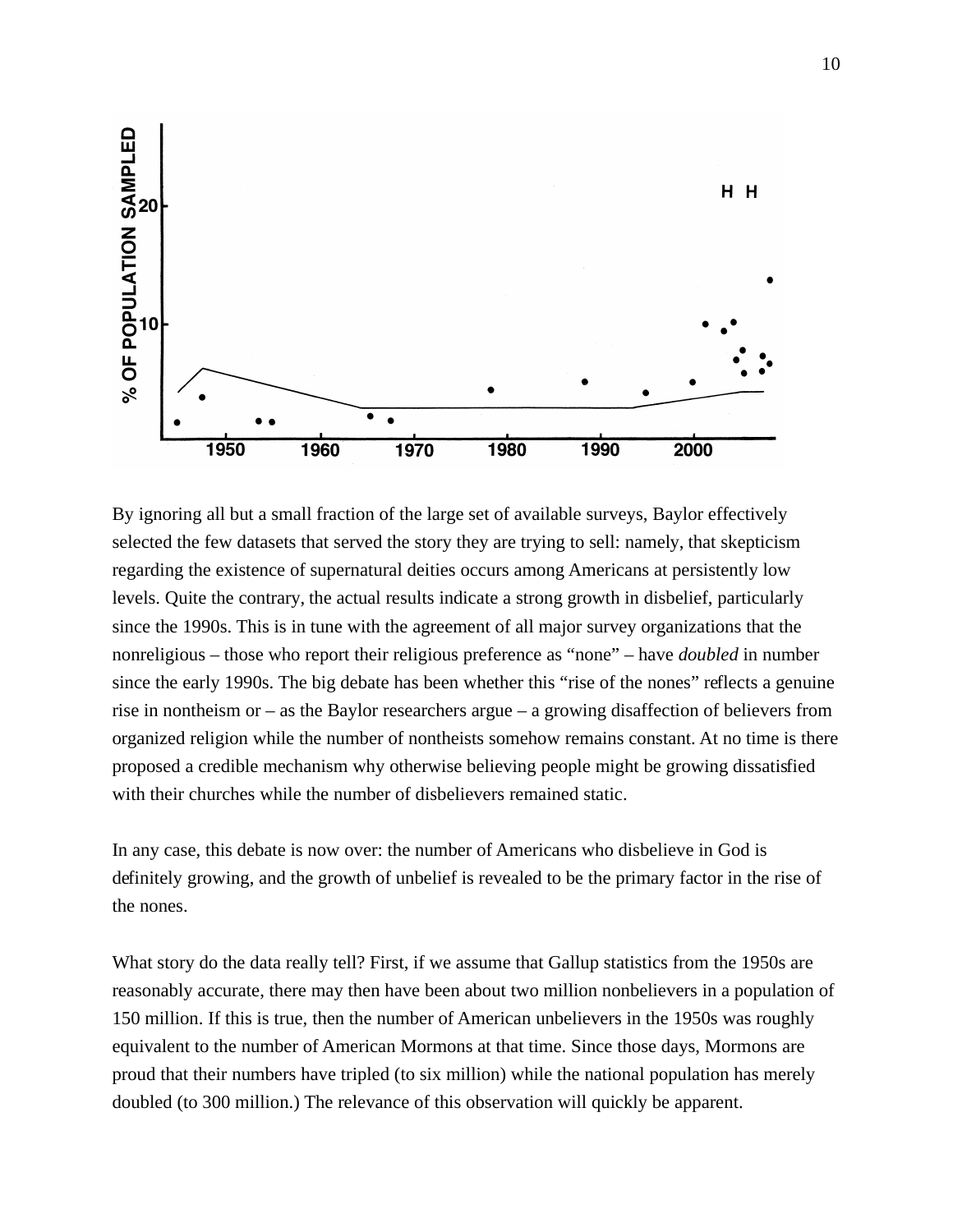By ignoring all but a small fraction of the large set of available surveys, Baylor effectively selected the few datasets that served the story they are trying to sell: namely, that skepticism regarding the existence of supernatural deities occurs among Americans at persistently low levels. Quite the contrary, the actual results indicate a strong growth in disbelief, particularly since the 1990s. This is in tune with the agreement of all major survey organizations that the nonreligious – those who report their religious preference as "none" – have *doubled* in number since the early 1990s. The big debate has been whether this "rise of the nones" reflects a genuine rise in nontheism or – as the Baylor researchers argue – a growing disaffection of believers from organized religion while the number of nontheists somehow remains constant. At no time is there proposed a credible mechanism why otherwise believing people might be growing dissatisfied with their churches while the number of disbelievers remained static.

In any case, this debate is now over: the number of Americans who disbelieve in God is definitely growing, and the growth of unbelief is revealed to be the primary factor in the rise of the nones.

What story do the data really tell? First, if we assume that Gallup statistics from the 1950s are reasonably accurate, there may then have been about two million nonbelievers in a population of 150 million. If this is true, then the number of American unbelievers in the 1950s was roughly equivalent to the number of American Mormons at that time. Since those days, Mormons are proud that their numbers have tripled (to six million) while the national population has merely doubled (to 300 million.) The relevance of this observation will quickly be apparent.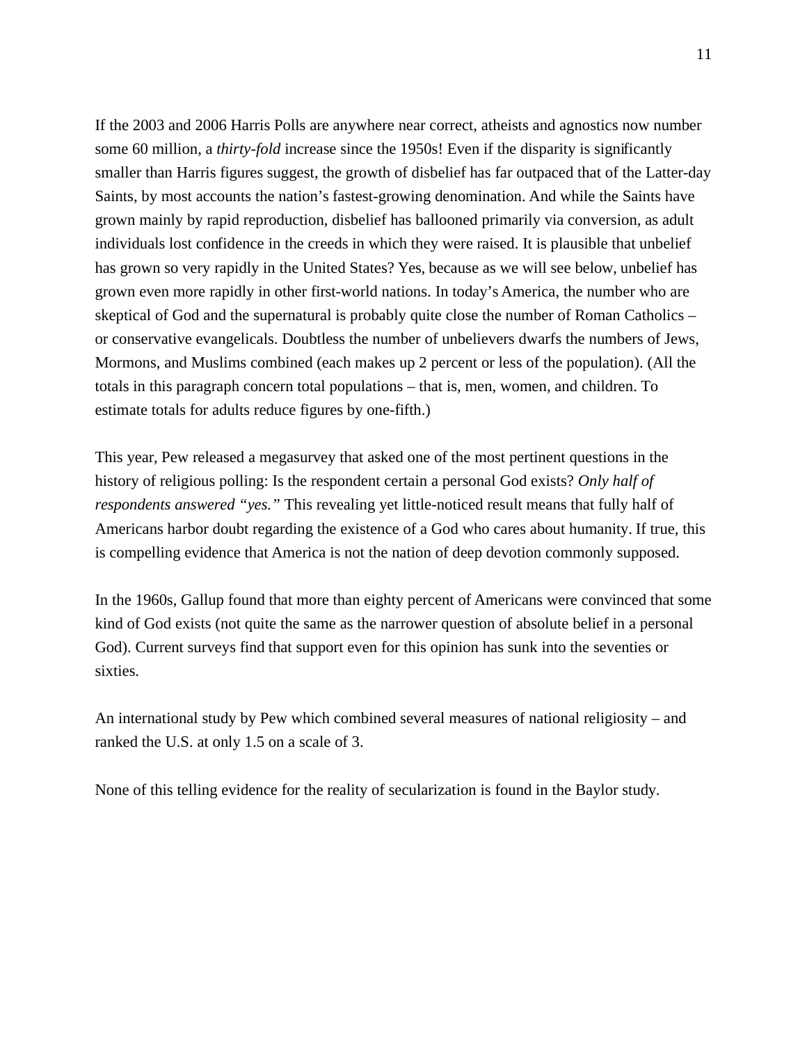If the 2003 and 2006 Harris Polls are anywhere near correct, atheists and agnostics now number some 60 million, a *thirty-fold* increase since the 1950s! Even if the disparity is significantly smaller than Harris figures suggest, the growth of disbelief has far outpaced that of the Latter-day Saints, by most accounts the nation's fastest-growing denomination. And while the Saints have grown mainly by rapid reproduction, disbelief has ballooned primarily via conversion, as adult individuals lost confidence in the creeds in which they were raised. It is plausible that unbelief has grown so very rapidly in the United States? Yes, because as we will see below, unbelief has grown even more rapidly in other first-world nations. In today's America, the number who are skeptical of God and the supernatural is probably quite close the number of Roman Catholics – or conservative evangelicals. Doubtless the number of unbelievers dwarfs the numbers of Jews, Mormons, and Muslims combined (each makes up 2 percent or less of the population). (All the totals in this paragraph concern total populations – that is, men, women, and children. To estimate totals for adults reduce figures by one-fifth.)

This year, Pew released a megasurvey that asked one of the most pertinent questions in the history of religious polling: Is the respondent certain a personal God exists? *Only half of respondents answered "yes."* This revealing yet little-noticed result means that fully half of Americans harbor doubt regarding the existence of a God who cares about humanity. If true, this is compelling evidence that America is not the nation of deep devotion commonly supposed.

In the 1960s, Gallup found that more than eighty percent of Americans were convinced that some kind of God exists (not quite the same as the narrower question of absolute belief in a personal God). Current surveys find that support even for this opinion has sunk into the seventies or sixties.

An international study by Pew which combined several measures of national religiosity – and ranked the U.S. at only 1.5 on a scale of 3.

None of this telling evidence for the reality of secularization is found in the Baylor study.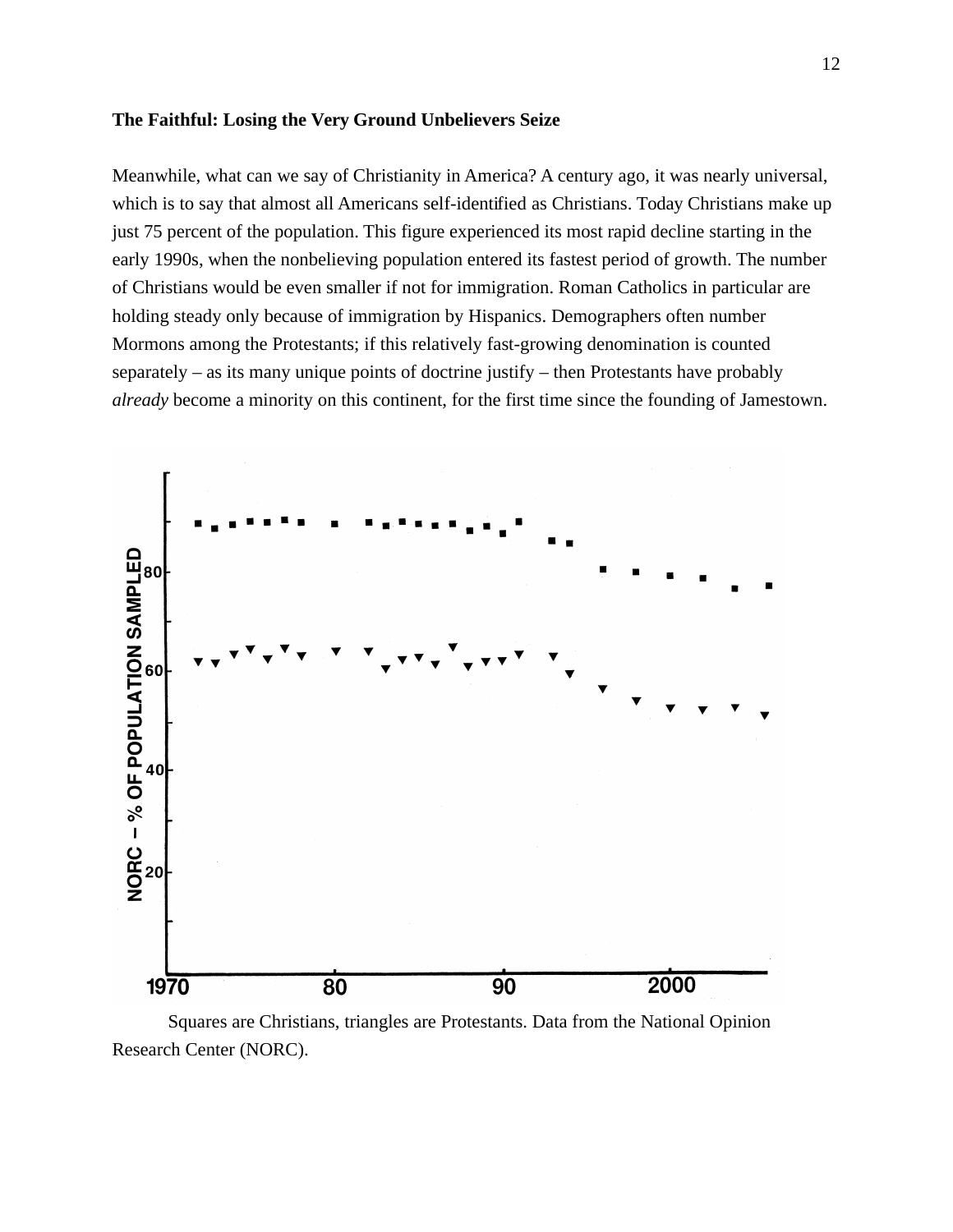**The Faithful: Losing the Very Ground Unbelievers Seize**

Meanwhile, what can we say of Christianity in America? A century ago, it was nearly universal, which is to say that almost all Americans self-identified as Christians. Today Christians make up just 75 percent of the population. This figure experienced its most rapid decline starting in the early 1990s, when the nonbelieving population entered its fastest period of growth. The number of Christians would be even smaller if not for immigration. Roman Catholics in particular are holding steady only because of immigration by Hispanics. Demographers often number Mormons among the Protestants; if this relatively fast-growing denomination is counted separately – as its many unique points of doctrine justify – then Protestants have probably *already* become a minority on this continent, for the first time since the founding of Jamestown.

Squares are Christians, triangles are Protestants. Data from the National Opinion Research Center (NORC).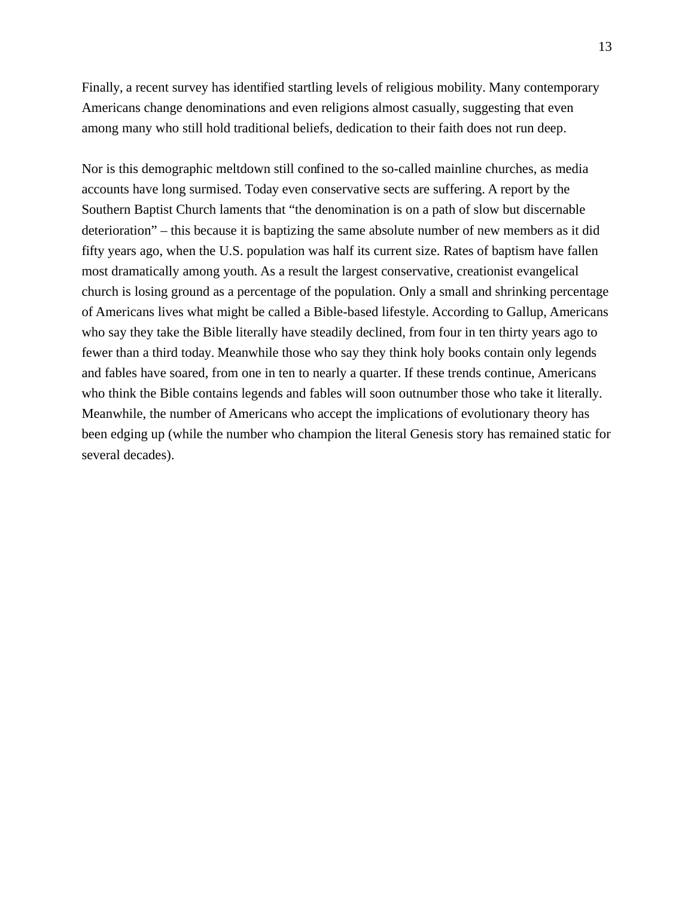Finally, a recent survey has identified startling levels of religious mobility. Many contemporary Americans change denominations and even religions almost casually, suggesting that even among many who still hold traditional beliefs, dedication to their faith does not run deep.

Nor is this demographic meltdown still confined to the so-called mainline churches, as media accounts have long surmised. Today even conservative sects are suffering. A report by the Southern Baptist Church laments that "the denomination is on a path of slow but discernable deterioration" – this because it is baptizing the same absolute number of new members as it did fifty years ago, when the U.S. population was half its current size. Rates of baptism have fallen most dramatically among youth. As a result the largest conservative, creationist evangelical church is losing ground as a percentage of the population. Only a small and shrinking percentage of Americans lives what might be called a Bible-based lifestyle. According to Gallup, Americans who say they take the Bible literally have steadily declined, from four in ten thirty years ago to fewer than a third today. Meanwhile those who say they think holy books contain only legends and fables have soared, from one in ten to nearly a quarter. If these trends continue, Americans who think the Bible contains legends and fables will soon outnumber those who take it literally. Meanwhile, the number of Americans who accept the implications of evolutionary theory has been edging up (while the number who champion the literal Genesis story has remained static for several decades).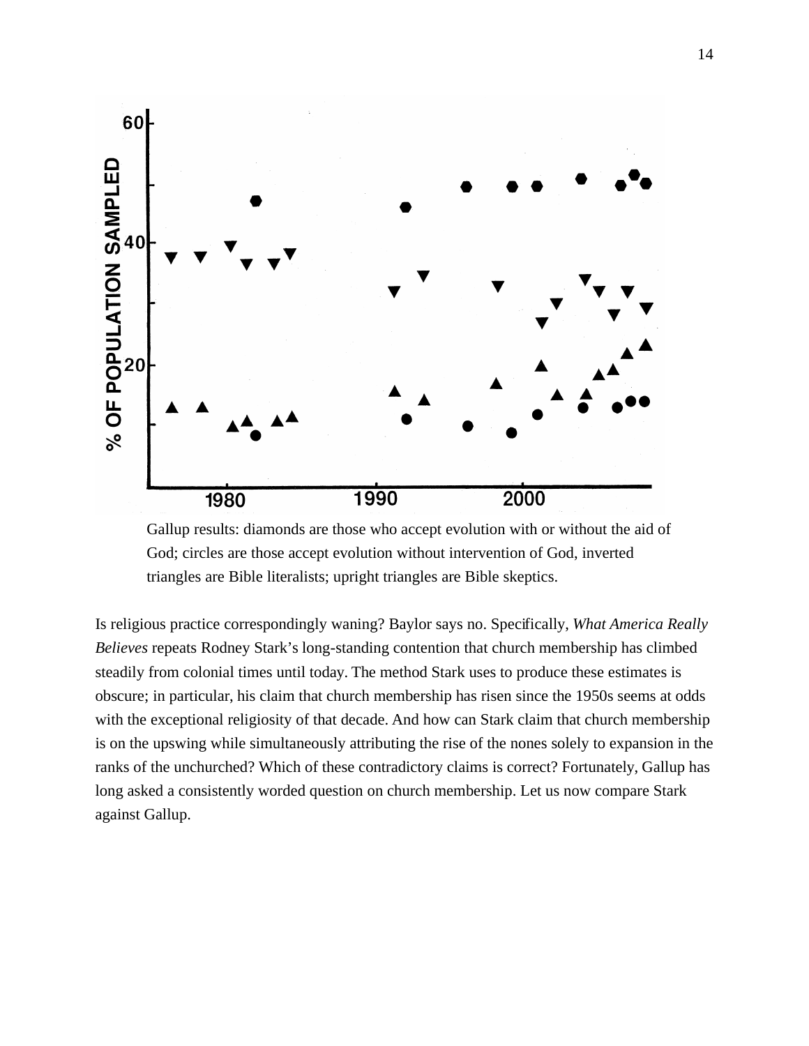Gallup results: diamonds are those who accept evolution with or without the aid of God; circles are those accept evolution without intervention of God, inverted triangles are Bible literalists; upright triangles are Bible skeptics.

Is religious practice correspondingly waning? Baylor says no. Specifically, *What America Really Believes* repeats Rodney Stark's long-standing contention that church membership has climbed steadily from colonial times until today. The method Stark uses to produce these estimates is obscure; in particular, his claim that church membership has risen since the 1950s seems at odds with the exceptional religiosity of that decade. And how can Stark claim that church membership is on the upswing while simultaneously attributing the rise of the nones solely to expansion in the ranks of the unchurched? Which of these contradictory claims is correct? Fortunately, Gallup has long asked a consistently worded question on church membership. Let us now compare Stark against Gallup.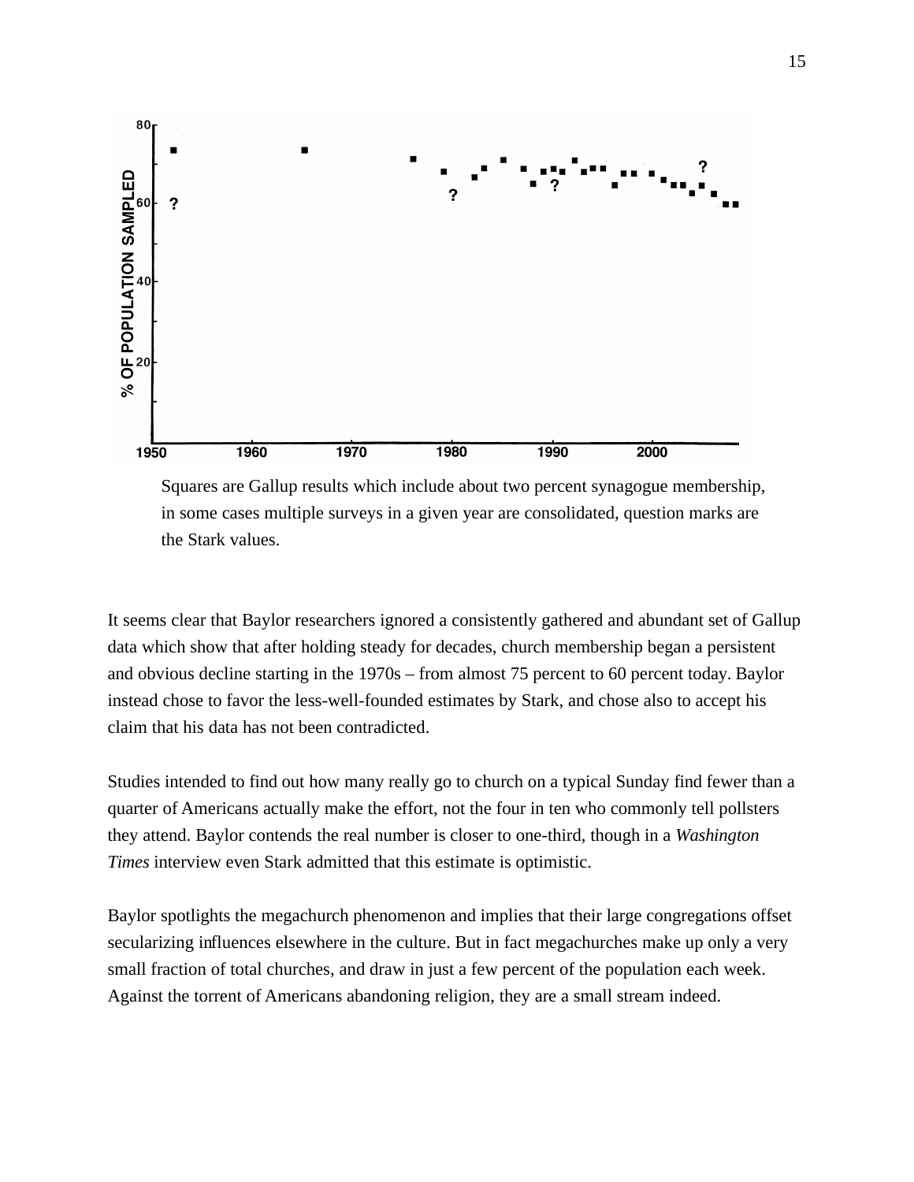Squares are Gallup results which include about two percent synagogue membership, in some cases multiple surveys in a given year are consolidated, question marks are the Stark values.

It seems clear that Baylor researchers ignored a consistently gathered and abundant set of Gallup data which show that after holding steady for decades, church membership began a persistent and obvious decline starting in the 1970s – from almost 75 percent to 60 percent today. Baylor instead chose to favor the less-well-founded estimates by Stark, and chose also to accept his claim that his data has not been contradicted.

Studies intended to find out how many really go to church on a typical Sunday find fewer than a quarter of Americans actually make the effort, not the four in ten who commonly tell pollsters they attend. Baylor contends the real number is closer to one-third, though in a *Washington Times* interview even Stark admitted that this estimate is optimistic.

Baylor spotlights the megachurch phenomenon and implies that their large congregations offset secularizing influences elsewhere in the culture. But in fact megachurches make up only a very small fraction of total churches, and draw in just a few percent of the population each week. Against the torrent of Americans abandoning religion, they are a small stream indeed.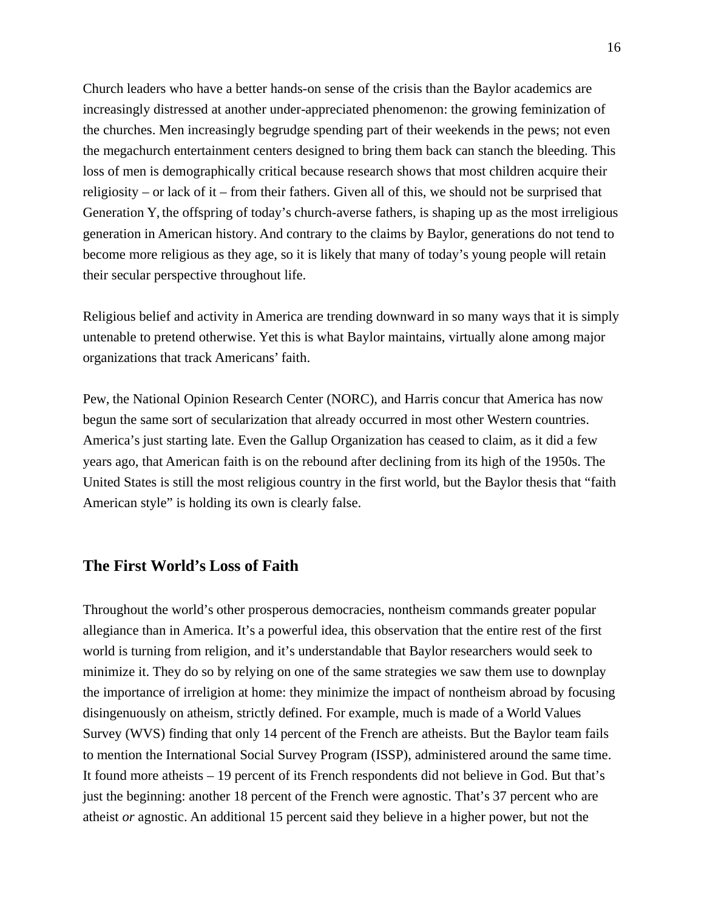Church leaders who have a better hands-on sense of the crisis than the Baylor academics are increasingly distressed at another under-appreciated phenomenon: the growing feminization of the churches. Men increasingly begrudge spending part of their weekends in the pews; not even the megachurch entertainment centers designed to bring them back can stanch the bleeding. This loss of men is demographically critical because research shows that most children acquire their religiosity – or lack of it – from their fathers. Given all of this, we should not be surprised that Generation Y, the offspring of today's church-averse fathers, is shaping up as the most irreligious generation in American history. And contrary to the claims by Baylor, generations do not tend to become more religious as they age, so it is likely that many of today's young people will retain their secular perspective throughout life.

Religious belief and activity in America are trending downward in so many ways that it is simply untenable to pretend otherwise. Yet this is what Baylor maintains, virtually alone among major organizations that track Americans' faith.

Pew, the National Opinion Research Center (NORC), and Harris concur that America has now begun the same sort of secularization that already occurred in most other Western countries. America's just starting late. Even the Gallup Organization has ceased to claim, as it did a few years ago, that American faith is on the rebound after declining from its high of the 1950s. The United States is still the most religious country in the first world, but the Baylor thesis that "faith American style" is holding its own is clearly false.

## The First World's Loss of Faith

Throughout the world's other prosperous democracies, nontheism commands greater popular allegiance than in America. It's a powerful idea, this observation that the entire rest of the first world is turning from religion, and it's understandable that Baylor researchers would seek to minimize it. They do so by relying on one of the same strategies we saw them use to downplay the importance of irreligion at home: they minimize the impact of nontheism abroad by focusing disingenuously on atheism, strictly defined. For example, much is made of a World Values Survey (WVS) finding that only 14 percent of the French are atheists. But the Baylor team fails to mention the International Social Survey Program (ISSP), administered around the same time. It found more atheists – 19 percent of its French respondents did not believe in God. But that's just the beginning: another 18 percent of the French were agnostic. That's 37 percent who are atheist *or* agnostic. An additional 15 percent said they believe in a higher power, but not the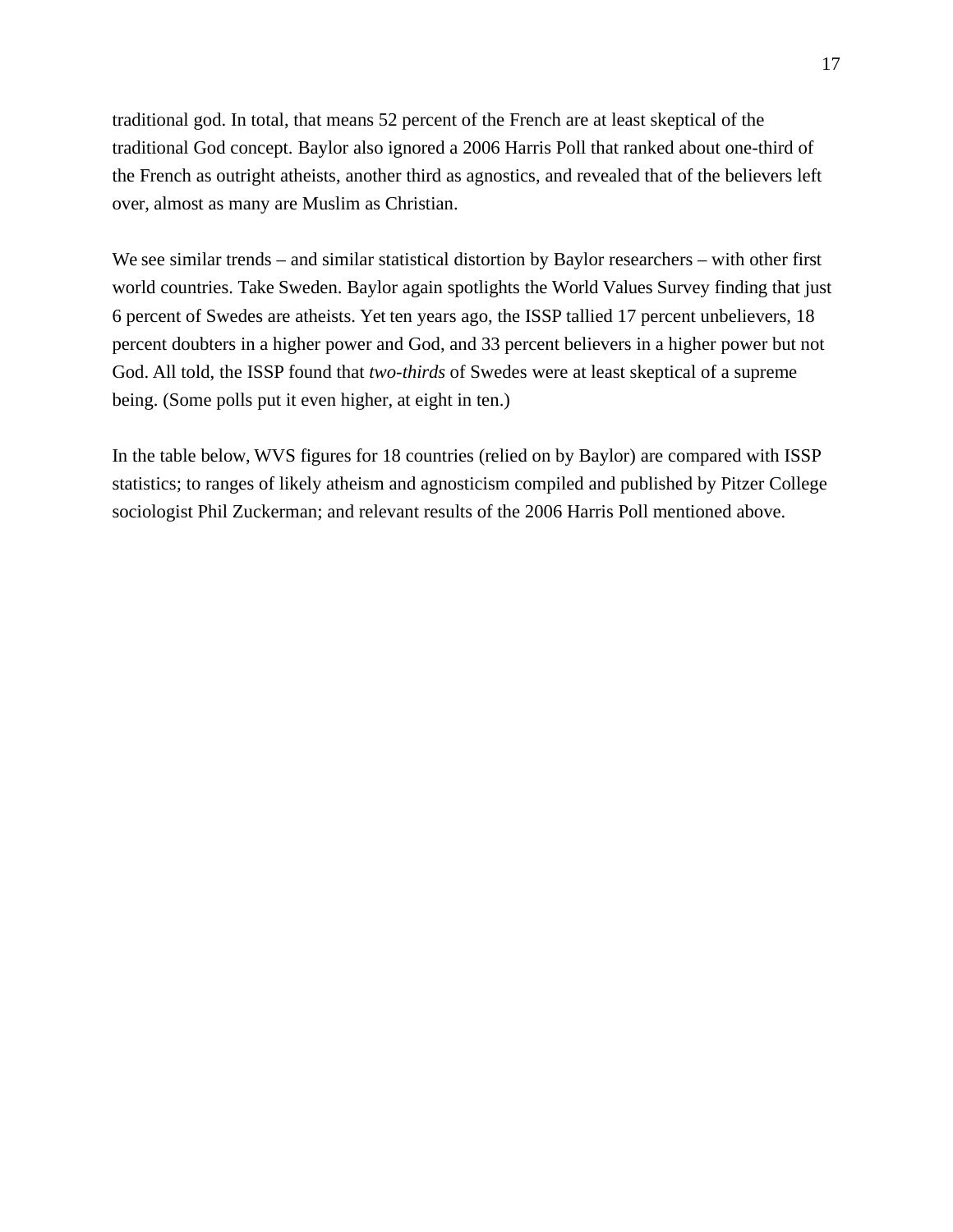traditional god. In total, that means 52 percent of the French are at least skeptical of the traditional God concept. Baylor also ignored a 2006 Harris Poll that ranked about one-third of the French as outright atheists, another third as agnostics, and revealed that of the believers left over, almost as many are Muslim as Christian.

We see similar trends – and similar statistical distortion by Baylor researchers – with other first world countries. Take Sweden. Baylor again spotlights the World Values Survey finding that just 6 percent of Swedes are atheists. Yet ten years ago, the ISSP tallied 17 percent unbelievers, 18 percent doubters in a higher power and God, and 33 percent believers in a higher power but not God. All told, the ISSP found that *two-thirds* of Swedes were at least skeptical of a supreme being. (Some polls put it even higher, at eight in ten.)

In the table below, WVS figures for 18 countries (relied on by Baylor) are compared with ISSP statistics; to ranges of likely atheism and agnosticism compiled and published by Pitzer College sociologist Phil Zuckerman; and relevant results of the 2006 Harris Poll mentioned above.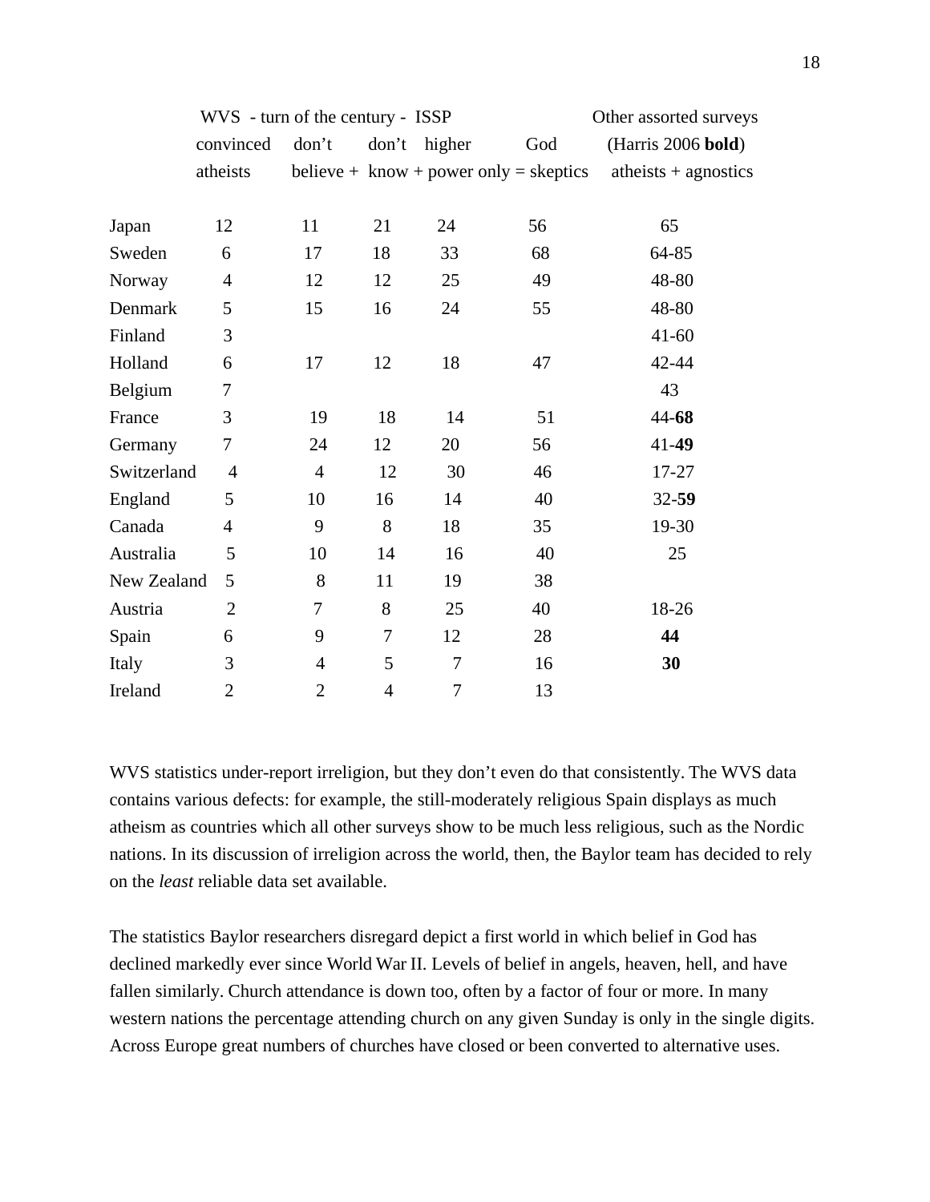| | WVS - turn of the century - ISSP | | | | | Other assorted surveys |
|---|---|---|---|---|---|---|
| | convinced atheists | don't believe + | don't know + | higher power only = | God skeptics | (Harris 2006 **bold**) atheists + agnostics |
| Japan | 12 | 11 | 21 | 24 | 56 | 65 |
| Sweden | 6 | 17 | 18 | 33 | 68 | 64-85 |
| Norway | 4 | 12 | 12 | 25 | 49 | 48-80 |
| Denmark | 5 | 15 | 16 | 24 | 55 | 48-80 |
| Finland | 3 | | | | | 41-60 |
| Holland | 6 | 17 | 12 | 18 | 47 | 42-44 |
| Belgium | 7 | | | | | 43 |
| France | 3 | 19 | 18 | 14 | 51 | 44-**68** |
| Germany | 7 | 24 | 12 | 20 | 56 | 41-**49** |
| Switzerland | 4 | 4 | 12 | 30 | 46 | 17-27 |
| England | 5 | 10 | 16 | 14 | 40 | 32-**59** |
| Canada | 4 | 9 | 8 | 18 | 35 | 19-30 |
| Australia | 5 | 10 | 14 | 16 | 40 | 25 |
| New Zealand | 5 | 8 | 11 | 19 | 38 | |
| Austria | 2 | 7 | 8 | 25 | 40 | 18-26 |
| Spain | 6 | 9 | 7 | 12 | 28 | **44** |
| Italy | 3 | 4 | 5 | 7 | 16 | **30** |
| Ireland | 2 | 2 | 4 | 7 | 13 | |

WVS statistics under-report irreligion, but they don't even do that consistently. The WVS data contains various defects: for example, the still-moderately religious Spain displays as much atheism as countries which all other surveys show to be much less religious, such as the Nordic nations. In its discussion of irreligion across the world, then, the Baylor team has decided to rely on the *least* reliable data set available.

The statistics Baylor researchers disregard depict a first world in which belief in God has declined markedly ever since World War II. Levels of belief in angels, heaven, hell, and have fallen similarly. Church attendance is down too, often by a factor of four or more. In many western nations the percentage attending church on any given Sunday is only in the single digits. Across Europe great numbers of churches have closed or been converted to alternative uses.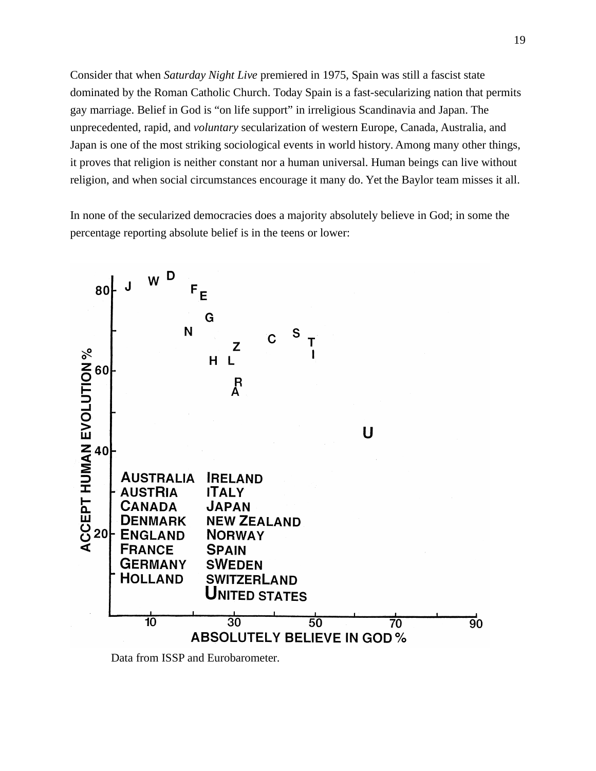Consider that when *Saturday Night Live* premiered in 1975, Spain was still a fascist state dominated by the Roman Catholic Church. Today Spain is a fast-secularizing nation that permits gay marriage. Belief in God is "on life support" in irreligious Scandinavia and Japan. The unprecedented, rapid, and *voluntary* secularization of western Europe, Canada, Australia, and Japan is one of the most striking sociological events in world history. Among many other things, it proves that religion is neither constant nor a human universal. Human beings can live without religion, and when social circumstances encourage it many do. Yet the Baylor team misses it all.

In none of the secularized democracies does a majority absolutely believe in God; in some the percentage reporting absolute belief is in the teens or lower:

Data from ISSP and Eurobarometer.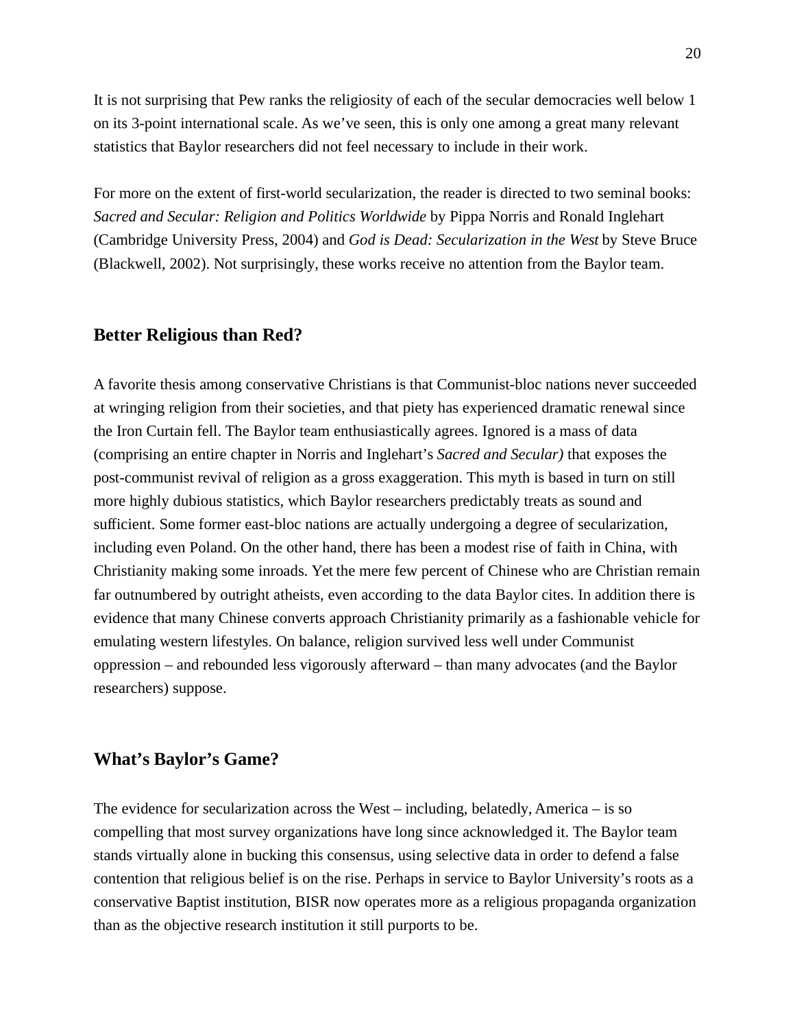It is not surprising that Pew ranks the religiosity of each of the secular democracies well below 1 on its 3-point international scale. As we've seen, this is only one among a great many relevant statistics that Baylor researchers did not feel necessary to include in their work.

For more on the extent of first-world secularization, the reader is directed to two seminal books: *Sacred and Secular: Religion and Politics Worldwide* by Pippa Norris and Ronald Inglehart (Cambridge University Press, 2004) and *God is Dead: Secularization in the West* by Steve Bruce (Blackwell, 2002). Not surprisingly, these works receive no attention from the Baylor team.

## Better Religious than Red?

A favorite thesis among conservative Christians is that Communist-bloc nations never succeeded at wringing religion from their societies, and that piety has experienced dramatic renewal since the Iron Curtain fell. The Baylor team enthusiastically agrees. Ignored is a mass of data (comprising an entire chapter in Norris and Inglehart's *Sacred and Secular)* that exposes the post-communist revival of religion as a gross exaggeration. This myth is based in turn on still more highly dubious statistics, which Baylor researchers predictably treats as sound and sufficient. Some former east-bloc nations are actually undergoing a degree of secularization, including even Poland. On the other hand, there has been a modest rise of faith in China, with Christianity making some inroads. Yet the mere few percent of Chinese who are Christian remain far outnumbered by outright atheists, even according to the data Baylor cites. In addition there is evidence that many Chinese converts approach Christianity primarily as a fashionable vehicle for emulating western lifestyles. On balance, religion survived less well under Communist oppression – and rebounded less vigorously afterward – than many advocates (and the Baylor researchers) suppose.

## What's Baylor's Game?

The evidence for secularization across the West – including, belatedly, America – is so compelling that most survey organizations have long since acknowledged it. The Baylor team stands virtually alone in bucking this consensus, using selective data in order to defend a false contention that religious belief is on the rise. Perhaps in service to Baylor University's roots as a conservative Baptist institution, BISR now operates more as a religious propaganda organization than as the objective research institution it still purports to be.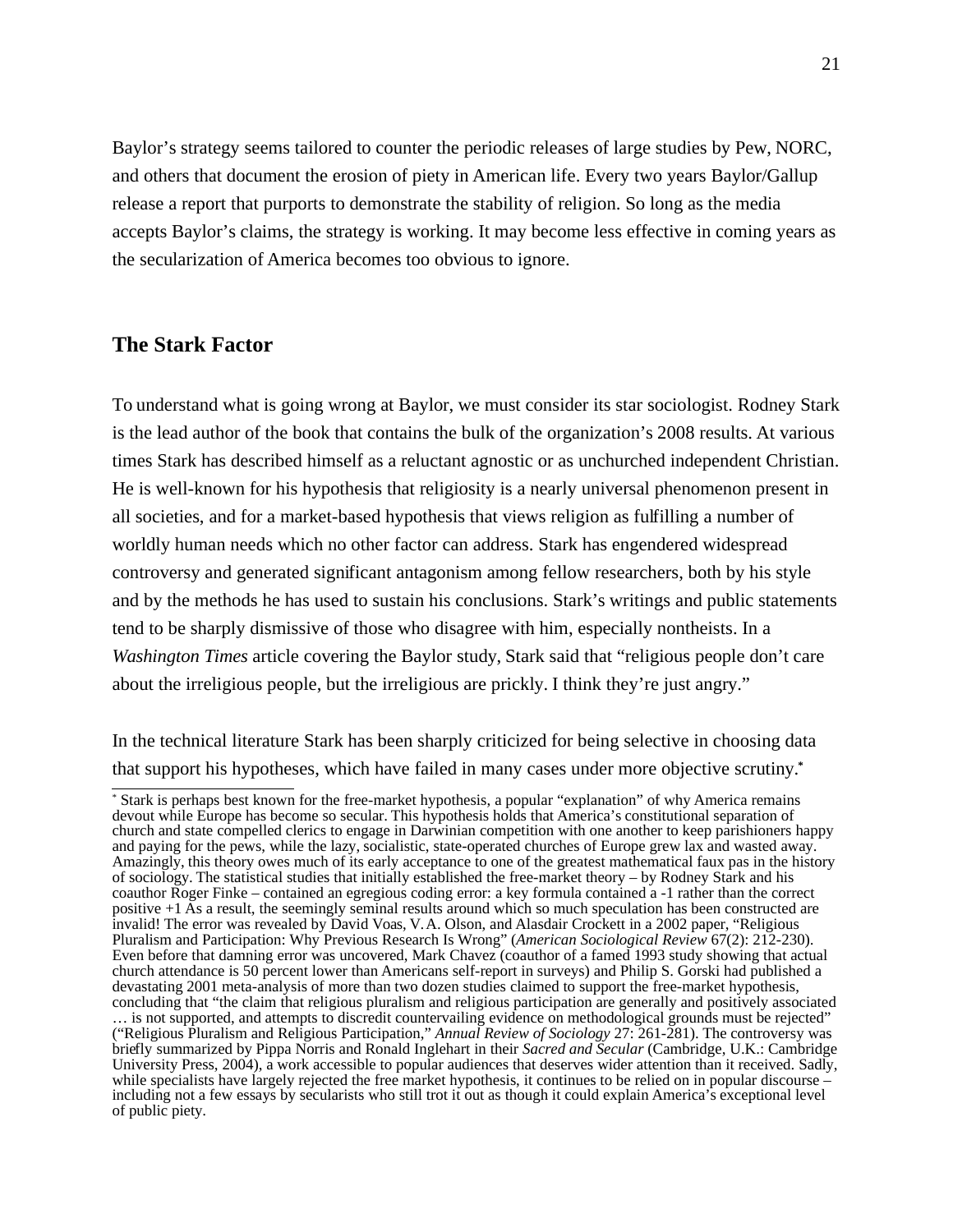Baylor's strategy seems tailored to counter the periodic releases of large studies by Pew, NORC, and others that document the erosion of piety in American life. Every two years Baylor/Gallup release a report that purports to demonstrate the stability of religion. So long as the media accepts Baylor's claims, the strategy is working. It may become less effective in coming years as the secularization of America becomes too obvious to ignore.

## The Stark Factor

To understand what is going wrong at Baylor, we must consider its star sociologist. Rodney Stark is the lead author of the book that contains the bulk of the organization's 2008 results. At various times Stark has described himself as a reluctant agnostic or as unchurched independent Christian. He is well-known for his hypothesis that religiosity is a nearly universal phenomenon present in all societies, and for a market-based hypothesis that views religion as fulfilling a number of worldly human needs which no other factor can address. Stark has engendered widespread controversy and generated significant antagonism among fellow researchers, both by his style and by the methods he has used to sustain his conclusions. Stark's writings and public statements tend to be sharply dismissive of those who disagree with him, especially nontheists. In a *Washington Times* article covering the Baylor study, Stark said that "religious people don't care about the irreligious people, but the irreligious are prickly. I think they're just angry."

In the technical literature Stark has been sharply criticized for being selective in choosing data that support his hypotheses, which have failed in many cases under more objective scrutiny.*

---

\* Stark is perhaps best known for the free-market hypothesis, a popular "explanation" of why America remains devout while Europe has become so secular. This hypothesis holds that America's constitutional separation of church and state compelled clerics to engage in Darwinian competition with one another to keep parishioners happy and paying for the pews, while the lazy, socialistic, state-operated churches of Europe grew lax and wasted away. Amazingly, this theory owes much of its early acceptance to one of the greatest mathematical faux pas in the history of sociology. The statistical studies that initially established the free-market theory – by Rodney Stark and his coauthor Roger Finke – contained an egregious coding error: a key formula contained a -1 rather than the correct positive +1 As a result, the seemingly seminal results around which so much speculation has been constructed are invalid! The error was revealed by David Voas, V.A. Olson, and Alasdair Crockett in a 2002 paper, "Religious Pluralism and Participation: Why Previous Research Is Wrong" (*American Sociological Review* 67(2): 212-230). Even before that damning error was uncovered, Mark Chavez (coauthor of a famed 1993 study showing that actual church attendance is 50 percent lower than Americans self-report in surveys) and Philip S. Gorski had published a devastating 2001 meta-analysis of more than two dozen studies claimed to support the free-market hypothesis, concluding that "the claim that religious pluralism and religious participation are generally and positively associated … is not supported, and attempts to discredit countervailing evidence on methodological grounds must be rejected" ("Religious Pluralism and Religious Participation," *Annual Review of Sociology* 27: 261-281). The controversy was briefly summarized by Pippa Norris and Ronald Inglehart in their *Sacred and Secular* (Cambridge, U.K.: Cambridge University Press, 2004), a work accessible to popular audiences that deserves wider attention than it received. Sadly, while specialists have largely rejected the free market hypothesis, it continues to be relied on in popular discourse – including not a few essays by secularists who still trot it out as though it could explain America's exceptional level of public piety.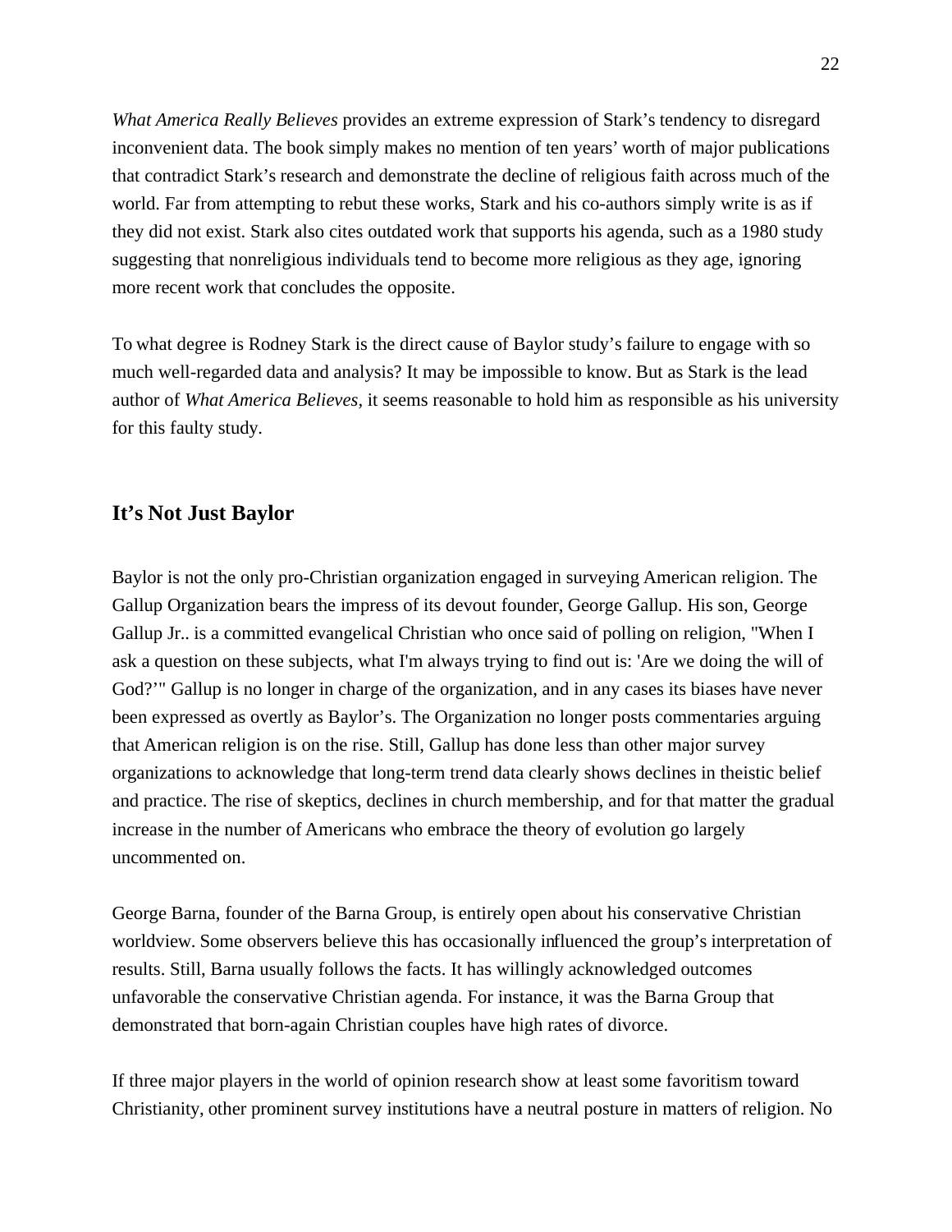*What America Really Believes* provides an extreme expression of Stark's tendency to disregard inconvenient data. The book simply makes no mention of ten years' worth of major publications that contradict Stark's research and demonstrate the decline of religious faith across much of the world. Far from attempting to rebut these works, Stark and his co-authors simply write is as if they did not exist. Stark also cites outdated work that supports his agenda, such as a 1980 study suggesting that nonreligious individuals tend to become more religious as they age, ignoring more recent work that concludes the opposite.

To what degree is Rodney Stark is the direct cause of Baylor study's failure to engage with so much well-regarded data and analysis? It may be impossible to know. But as Stark is the lead author of *What America Believes*, it seems reasonable to hold him as responsible as his university for this faulty study.

## It's Not Just Baylor

Baylor is not the only pro-Christian organization engaged in surveying American religion. The Gallup Organization bears the impress of its devout founder, George Gallup. His son, George Gallup Jr.. is a committed evangelical Christian who once said of polling on religion, "When I ask a question on these subjects, what I'm always trying to find out is: 'Are we doing the will of God?'" Gallup is no longer in charge of the organization, and in any cases its biases have never been expressed as overtly as Baylor's. The Organization no longer posts commentaries arguing that American religion is on the rise. Still, Gallup has done less than other major survey organizations to acknowledge that long-term trend data clearly shows declines in theistic belief and practice. The rise of skeptics, declines in church membership, and for that matter the gradual increase in the number of Americans who embrace the theory of evolution go largely uncommented on.

George Barna, founder of the Barna Group, is entirely open about his conservative Christian worldview. Some observers believe this has occasionally influenced the group's interpretation of results. Still, Barna usually follows the facts. It has willingly acknowledged outcomes unfavorable the conservative Christian agenda. For instance, it was the Barna Group that demonstrated that born-again Christian couples have high rates of divorce.

If three major players in the world of opinion research show at least some favoritism toward Christianity, other prominent survey institutions have a neutral posture in matters of religion. No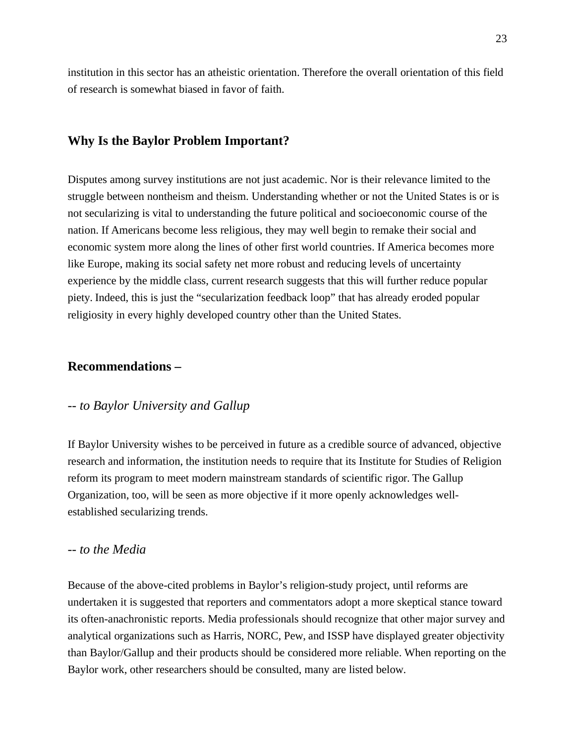institution in this sector has an atheistic orientation. Therefore the overall orientation of this field of research is somewhat biased in favor of faith.

## Why Is the Baylor Problem Important?

Disputes among survey institutions are not just academic. Nor is their relevance limited to the struggle between nontheism and theism. Understanding whether or not the United States is or is not secularizing is vital to understanding the future political and socioeconomic course of the nation. If Americans become less religious, they may well begin to remake their social and economic system more along the lines of other first world countries. If America becomes more like Europe, making its social safety net more robust and reducing levels of uncertainty experience by the middle class, current research suggests that this will further reduce popular piety. Indeed, this is just the "secularization feedback loop" that has already eroded popular religiosity in every highly developed country other than the United States.

## Recommendations –

### -- *to Baylor University and Gallup*

If Baylor University wishes to be perceived in future as a credible source of advanced, objective research and information, the institution needs to require that its Institute for Studies of Religion reform its program to meet modern mainstream standards of scientific rigor. The Gallup Organization, too, will be seen as more objective if it more openly acknowledges well-established secularizing trends.

### -- *to the Media*

Because of the above-cited problems in Baylor's religion-study project, until reforms are undertaken it is suggested that reporters and commentators adopt a more skeptical stance toward its often-anachronistic reports. Media professionals should recognize that other major survey and analytical organizations such as Harris, NORC, Pew, and ISSP have displayed greater objectivity than Baylor/Gallup and their products should be considered more reliable. When reporting on the Baylor work, other researchers should be consulted, many are listed below.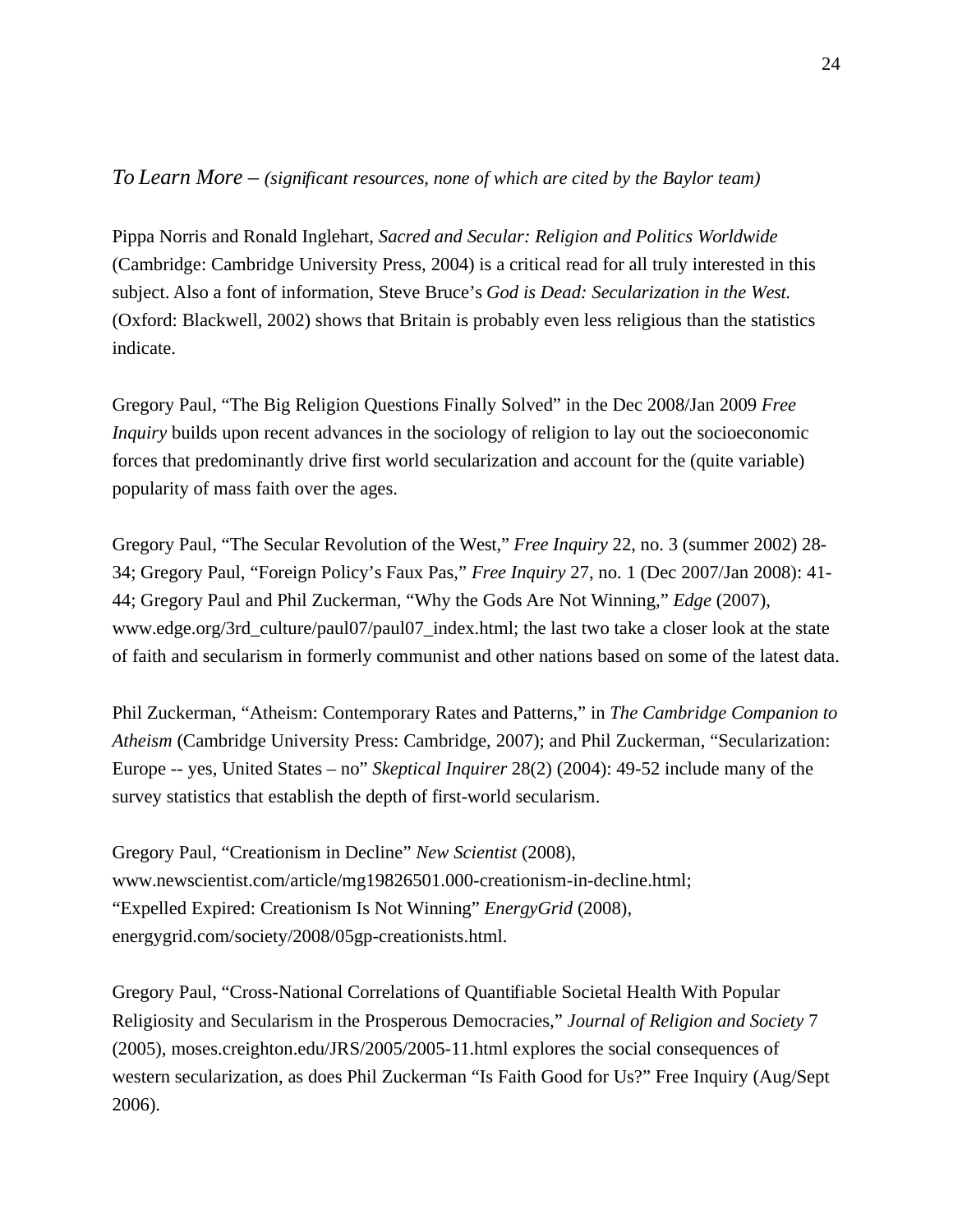*To Learn More – (significant resources, none of which are cited by the Baylor team)*

Pippa Norris and Ronald Inglehart, *Sacred and Secular: Religion and Politics Worldwide* (Cambridge: Cambridge University Press, 2004) is a critical read for all truly interested in this subject. Also a font of information, Steve Bruce's *God is Dead: Secularization in the West.* (Oxford: Blackwell, 2002) shows that Britain is probably even less religious than the statistics indicate.

Gregory Paul, "The Big Religion Questions Finally Solved" in the Dec 2008/Jan 2009 *Free Inquiry* builds upon recent advances in the sociology of religion to lay out the socioeconomic forces that predominantly drive first world secularization and account for the (quite variable) popularity of mass faith over the ages.

Gregory Paul, "The Secular Revolution of the West," *Free Inquiry* 22, no. 3 (summer 2002) 28-34; Gregory Paul, "Foreign Policy's Faux Pas," *Free Inquiry* 27, no. 1 (Dec 2007/Jan 2008): 41-44; Gregory Paul and Phil Zuckerman, "Why the Gods Are Not Winning," *Edge* (2007), www.edge.org/3rd_culture/paul07/paul07_index.html; the last two take a closer look at the state of faith and secularism in formerly communist and other nations based on some of the latest data.

Phil Zuckerman, "Atheism: Contemporary Rates and Patterns," in *The Cambridge Companion to Atheism* (Cambridge University Press: Cambridge, 2007); and Phil Zuckerman, "Secularization: Europe -- yes, United States – no" *Skeptical Inquirer* 28(2) (2004): 49-52 include many of the survey statistics that establish the depth of first-world secularism.

Gregory Paul, "Creationism in Decline" *New Scientist* (2008), www.newscientist.com/article/mg19826501.000-creationism-in-decline.html; "Expelled Expired: Creationism Is Not Winning" *EnergyGrid* (2008), energygrid.com/society/2008/05gp-creationists.html.

Gregory Paul, "Cross-National Correlations of Quantifiable Societal Health With Popular Religiosity and Secularism in the Prosperous Democracies," *Journal of Religion and Society* 7 (2005), moses.creighton.edu/JRS/2005/2005-11.html explores the social consequences of western secularization, as does Phil Zuckerman "Is Faith Good for Us?" Free Inquiry (Aug/Sept 2006).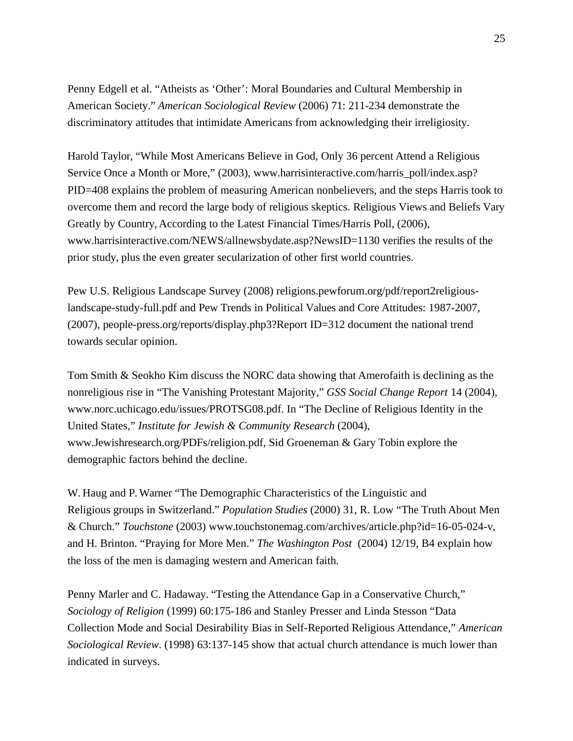Penny Edgell et al. "Atheists as 'Other': Moral Boundaries and Cultural Membership in American Society." *American Sociological Review* (2006) 71: 211-234 demonstrate the discriminatory attitudes that intimidate Americans from acknowledging their irreligiosity.

Harold Taylor, "While Most Americans Believe in God, Only 36 percent Attend a Religious Service Once a Month or More," (2003), www.harrisinteractive.com/harris_poll/index.asp?PID=408 explains the problem of measuring American nonbelievers, and the steps Harris took to overcome them and record the large body of religious skeptics. Religious Views and Beliefs Vary Greatly by Country, According to the Latest Financial Times/Harris Poll, (2006), www.harrisinteractive.com/NEWS/allnewsbydate.asp?NewsID=1130 verifies the results of the prior study, plus the even greater secularization of other first world countries.

Pew U.S. Religious Landscape Survey (2008) religions.pewforum.org/pdf/report2religious-landscape-study-full.pdf and Pew Trends in Political Values and Core Attitudes: 1987-2007, (2007), people-press.org/reports/display.php3?Report ID=312 document the national trend towards secular opinion.

Tom Smith & Seokho Kim discuss the NORC data showing that Amerofaith is declining as the nonreligious rise in "The Vanishing Protestant Majority," *GSS Social Change Report* 14 (2004), www.norc.uchicago.edu/issues/PROTSG08.pdf. In "The Decline of Religious Identity in the United States," *Institute for Jewish & Community Research* (2004), www.Jewishresearch.org/PDFs/religion.pdf, Sid Groeneman & Gary Tobin explore the demographic factors behind the decline.

W. Haug and P. Warner "The Demographic Characteristics of the Linguistic and Religious groups in Switzerland." *Population Studies* (2000) 31, R. Low "The Truth About Men & Church." *Touchstone* (2003) www.touchstonemag.com/archives/article.php?id=16-05-024-v, and H. Brinton. "Praying for More Men." *The Washington Post* (2004) 12/19, B4 explain how the loss of the men is damaging western and American faith.

Penny Marler and C. Hadaway. "Testing the Attendance Gap in a Conservative Church," *Sociology of Religion* (1999) 60:175-186 and Stanley Presser and Linda Stesson "Data Collection Mode and Social Desirability Bias in Self-Reported Religious Attendance," *American Sociological Review*. (1998) 63:137-145 show that actual church attendance is much lower than indicated in surveys.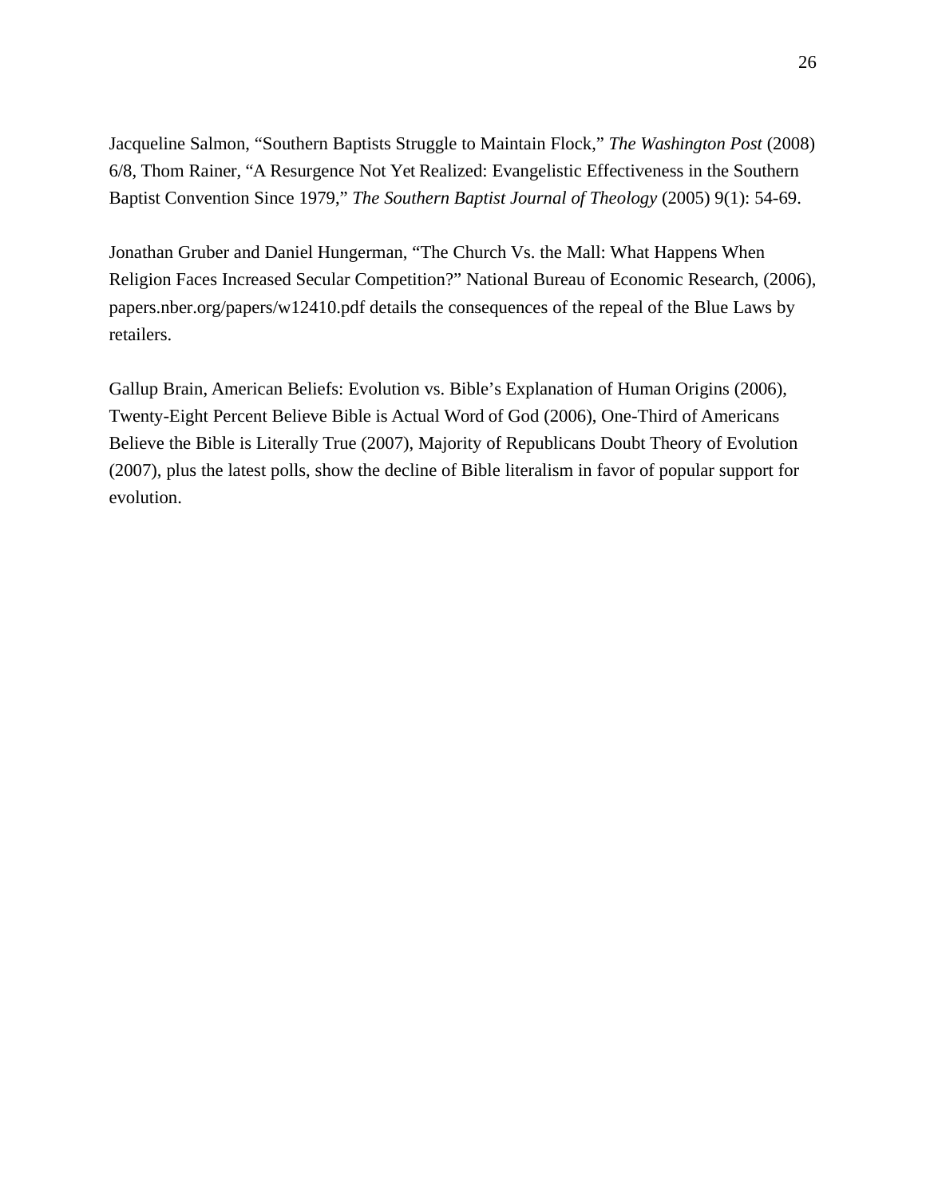Jacqueline Salmon, “Southern Baptists Struggle to Maintain Flock,” *The Washington Post* (2008) 6/8, Thom Rainer, “A Resurgence Not Yet Realized: Evangelistic Effectiveness in the Southern Baptist Convention Since 1979,” *The Southern Baptist Journal of Theology* (2005) 9(1): 54-69.

Jonathan Gruber and Daniel Hungerman, “The Church Vs. the Mall: What Happens When Religion Faces Increased Secular Competition?” National Bureau of Economic Research, (2006), papers.nber.org/papers/w12410.pdf details the consequences of the repeal of the Blue Laws by retailers.

Gallup Brain, American Beliefs: Evolution vs. Bible’s Explanation of Human Origins (2006), Twenty-Eight Percent Believe Bible is Actual Word of God (2006), One-Third of Americans Believe the Bible is Literally True (2007), Majority of Republicans Doubt Theory of Evolution (2007), plus the latest polls, show the decline of Bible literalism in favor of popular support for evolution.